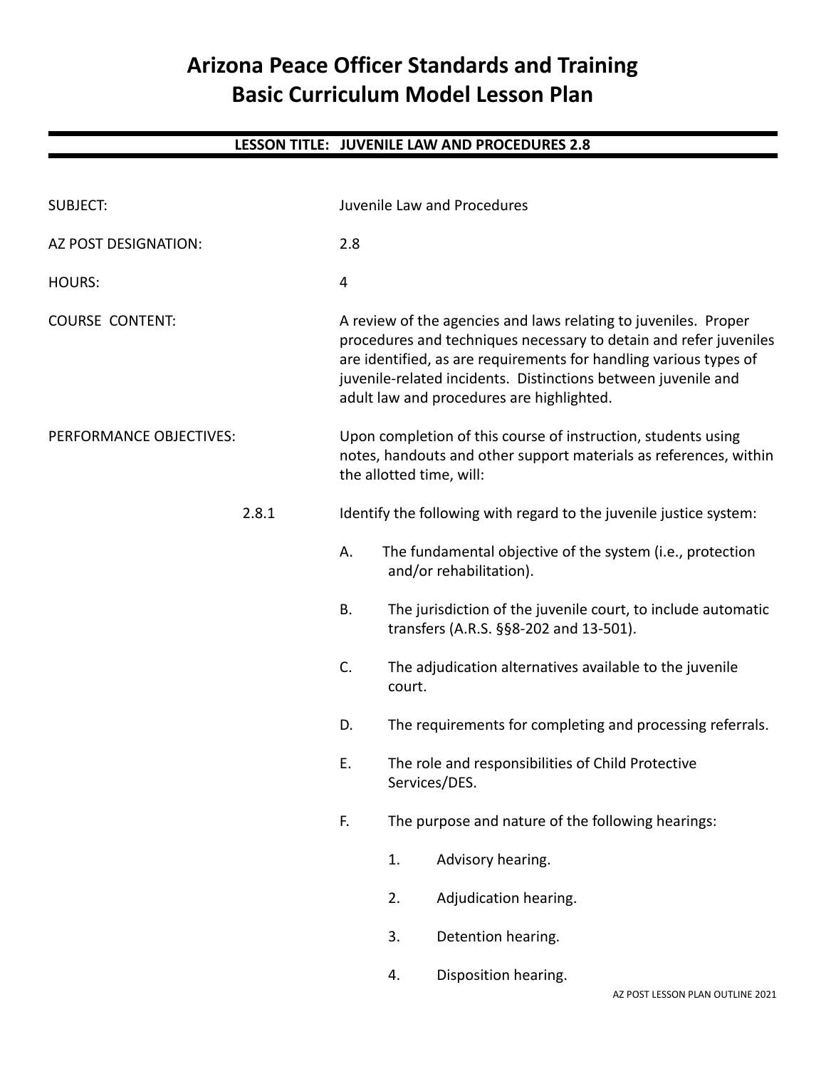# Arizona Peace Officer Standards and Training
# Basic Curriculum Model Lesson Plan

## LESSON TITLE: JUVENILE LAW AND PROCEDURES 2.8

SUBJECT: Juvenile Law and Procedures

AZ POST DESIGNATION: 2.8

HOURS: 4

COURSE CONTENT: A review of the agencies and laws relating to juveniles. Proper procedures and techniques necessary to detain and refer juveniles are identified, as are requirements for handling various types of juvenile-related incidents. Distinctions between juvenile and adult law and procedures are highlighted.

PERFORMANCE OBJECTIVES: Upon completion of this course of instruction, students using notes, handouts and other support materials as references, within the allotted time, will:

2.8.1 Identify the following with regard to the juvenile justice system:

- A. The fundamental objective of the system (i.e., protection and/or rehabilitation).
- B. The jurisdiction of the juvenile court, to include automatic transfers (A.R.S. §§8-202 and 13-501).
- C. The adjudication alternatives available to the juvenile court.
- D. The requirements for completing and processing referrals.
- E. The role and responsibilities of Child Protective Services/DES.
- F. The purpose and nature of the following hearings:
  1. Advisory hearing.
  2. Adjudication hearing.
  3. Detention hearing.
  4. Disposition hearing.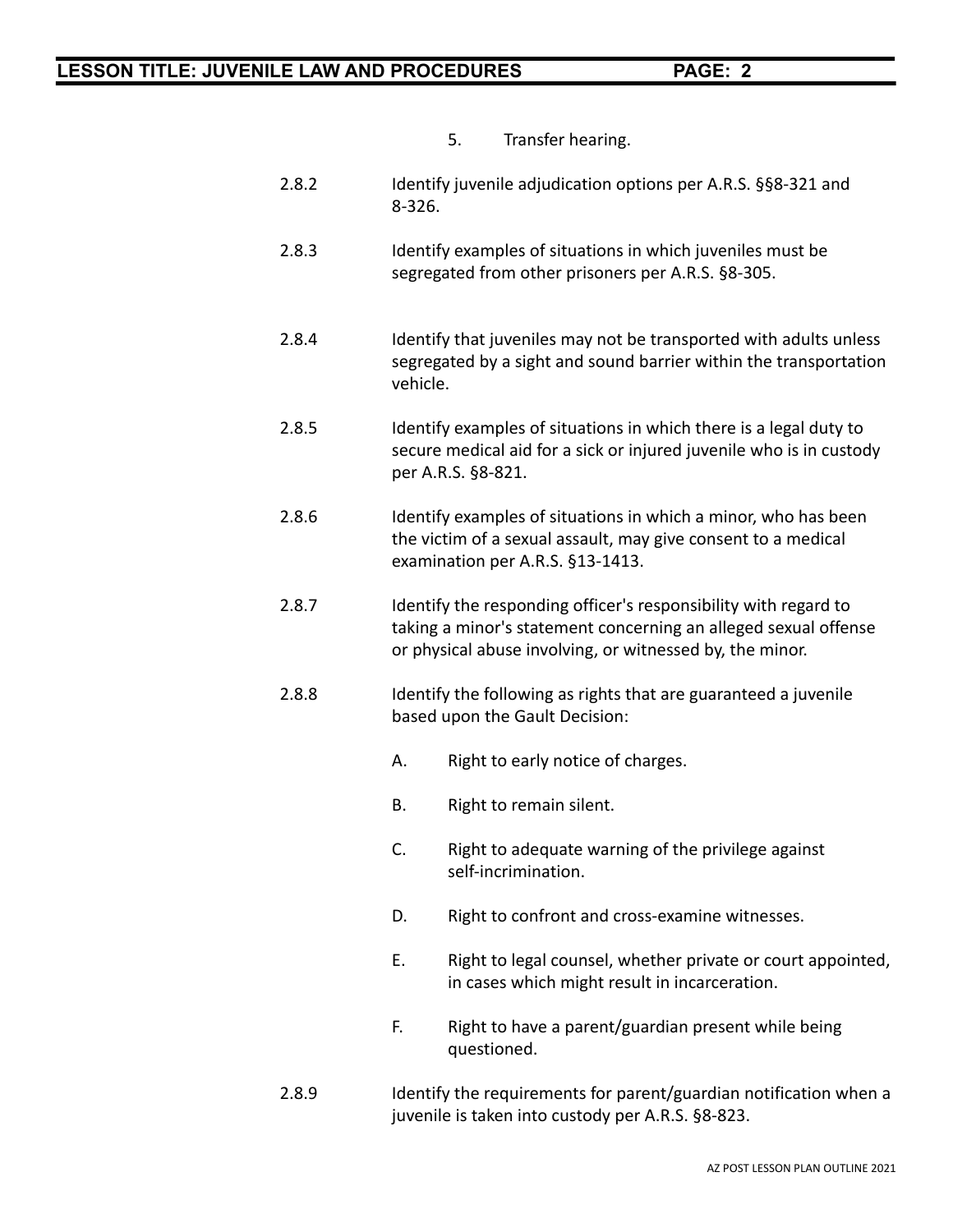5. Transfer hearing.

2.8.2 Identify juvenile adjudication options per A.R.S. §§8-321 and 8-326.

2.8.3 Identify examples of situations in which juveniles must be segregated from other prisoners per A.R.S. §8-305.

2.8.4 Identify that juveniles may not be transported with adults unless segregated by a sight and sound barrier within the transportation vehicle.

2.8.5 Identify examples of situations in which there is a legal duty to secure medical aid for a sick or injured juvenile who is in custody per A.R.S. §8-821.

2.8.6 Identify examples of situations in which a minor, who has been the victim of a sexual assault, may give consent to a medical examination per A.R.S. §13-1413.

2.8.7 Identify the responding officer's responsibility with regard to taking a minor's statement concerning an alleged sexual offense or physical abuse involving, or witnessed by, the minor.

2.8.8 Identify the following as rights that are guaranteed a juvenile based upon the Gault Decision:

A. Right to early notice of charges.

B. Right to remain silent.

C. Right to adequate warning of the privilege against self-incrimination.

D. Right to confront and cross-examine witnesses.

E. Right to legal counsel, whether private or court appointed, in cases which might result in incarceration.

F. Right to have a parent/guardian present while being questioned.

2.8.9 Identify the requirements for parent/guardian notification when a juvenile is taken into custody per A.R.S. §8-823.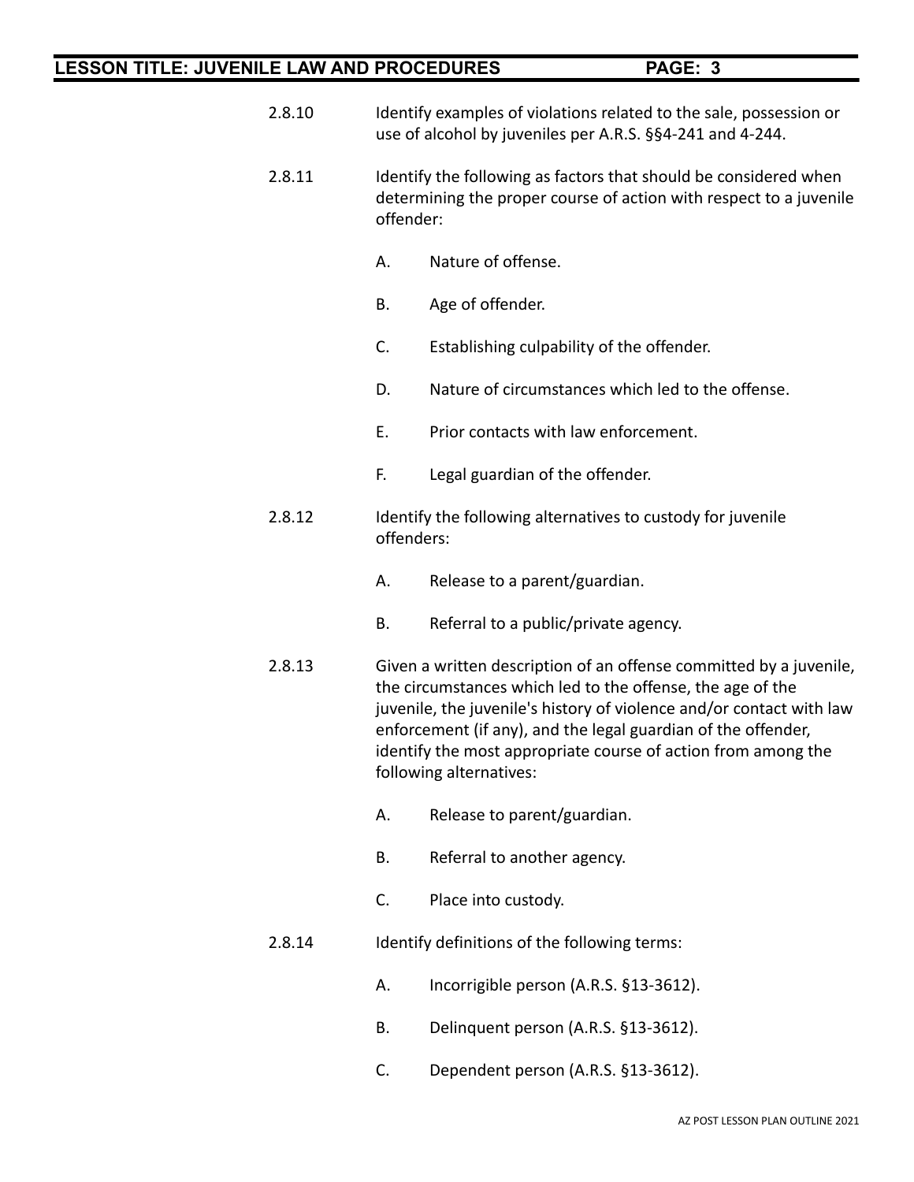2.8.10 Identify examples of violations related to the sale, possession or use of alcohol by juveniles per A.R.S. §§4-241 and 4-244.

2.8.11 Identify the following as factors that should be considered when determining the proper course of action with respect to a juvenile offender:

- A. Nature of offense.
- B. Age of offender.
- C. Establishing culpability of the offender.
- D. Nature of circumstances which led to the offense.
- E. Prior contacts with law enforcement.
- F. Legal guardian of the offender.

2.8.12 Identify the following alternatives to custody for juvenile offenders:

- A. Release to a parent/guardian.
- B. Referral to a public/private agency.

2.8.13 Given a written description of an offense committed by a juvenile, the circumstances which led to the offense, the age of the juvenile, the juvenile's history of violence and/or contact with law enforcement (if any), and the legal guardian of the offender, identify the most appropriate course of action from among the following alternatives:

- A. Release to parent/guardian.
- B. Referral to another agency.
- C. Place into custody.

2.8.14 Identify definitions of the following terms:

- A. Incorrigible person (A.R.S. §13-3612).
- B. Delinquent person (A.R.S. §13-3612).
- C. Dependent person (A.R.S. §13-3612).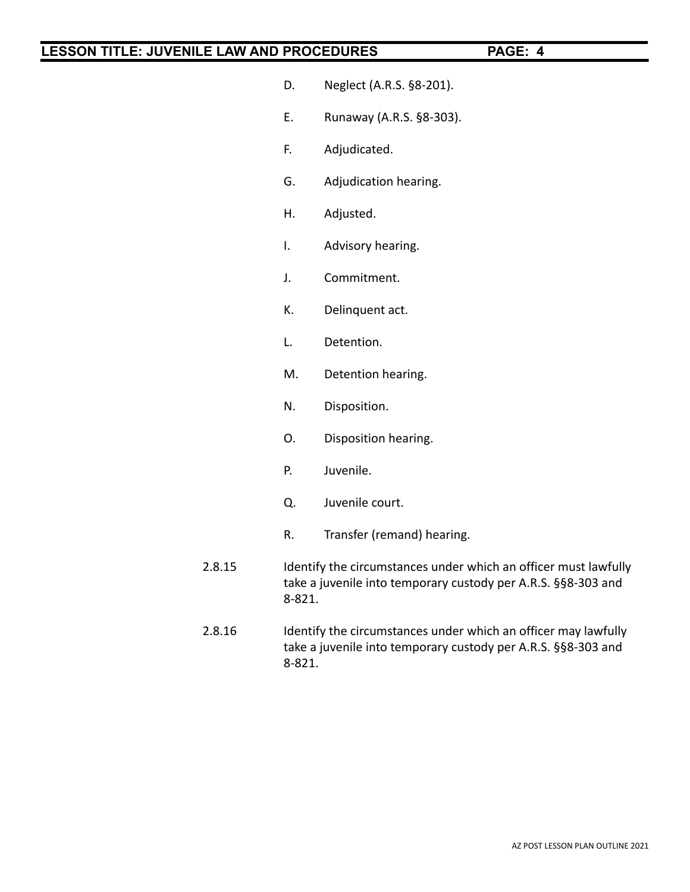D. Neglect (A.R.S. §8-201).

E. Runaway (A.R.S. §8-303).

F. Adjudicated.

G. Adjudication hearing.

H. Adjusted.

I. Advisory hearing.

J. Commitment.

K. Delinquent act.

L. Detention.

M. Detention hearing.

N. Disposition.

O. Disposition hearing.

P. Juvenile.

Q. Juvenile court.

R. Transfer (remand) hearing.

2.8.15 Identify the circumstances under which an officer must lawfully take a juvenile into temporary custody per A.R.S. §§8-303 and 8-821.

2.8.16 Identify the circumstances under which an officer may lawfully take a juvenile into temporary custody per A.R.S. §§8-303 and 8-821.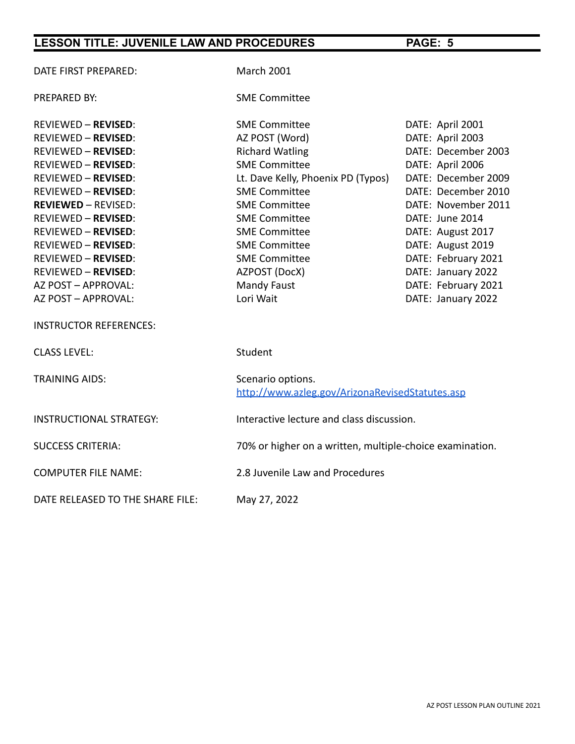| | | |
|---|---|---|
| DATE FIRST PREPARED: | March 2001 | |
| PREPARED BY: | SME Committee | |
| REVIEWED – **REVISED**: | SME Committee | DATE: April 2001 |
| REVIEWED – **REVISED**: | AZ POST (Word) | DATE: April 2003 |
| REVIEWED – **REVISED**: | Richard Watling | DATE: December 2003 |
| REVIEWED – **REVISED**: | SME Committee | DATE: April 2006 |
| REVIEWED – **REVISED**: | Lt. Dave Kelly, Phoenix PD (Typos) | DATE: December 2009 |
| REVIEWED – **REVISED**: | SME Committee | DATE: December 2010 |
| **REVIEWED** – REVISED: | SME Committee | DATE: November 2011 |
| REVIEWED – **REVISED**: | SME Committee | DATE: June 2014 |
| REVIEWED – **REVISED**: | SME Committee | DATE: August 2017 |
| REVIEWED – **REVISED**: | SME Committee | DATE: August 2019 |
| REVIEWED – **REVISED**: | SME Committee | DATE: February 2021 |
| REVIEWED – **REVISED**: | AZPOST (DocX) | DATE: January 2022 |
| AZ POST – APPROVAL: | Mandy Faust | DATE: February 2021 |
| AZ POST – APPROVAL: | Lori Wait | DATE: January 2022 |
| INSTRUCTOR REFERENCES: | | |
| CLASS LEVEL: | Student | |
| TRAINING AIDS: | Scenario options. http://www.azleg.gov/ArizonaRevisedStatutes.asp | |
| INSTRUCTIONAL STRATEGY: | Interactive lecture and class discussion. | |
| SUCCESS CRITERIA: | 70% or higher on a written, multiple-choice examination. | |
| COMPUTER FILE NAME: | 2.8 Juvenile Law and Procedures | |
| DATE RELEASED TO THE SHARE FILE: | May 27, 2022 | |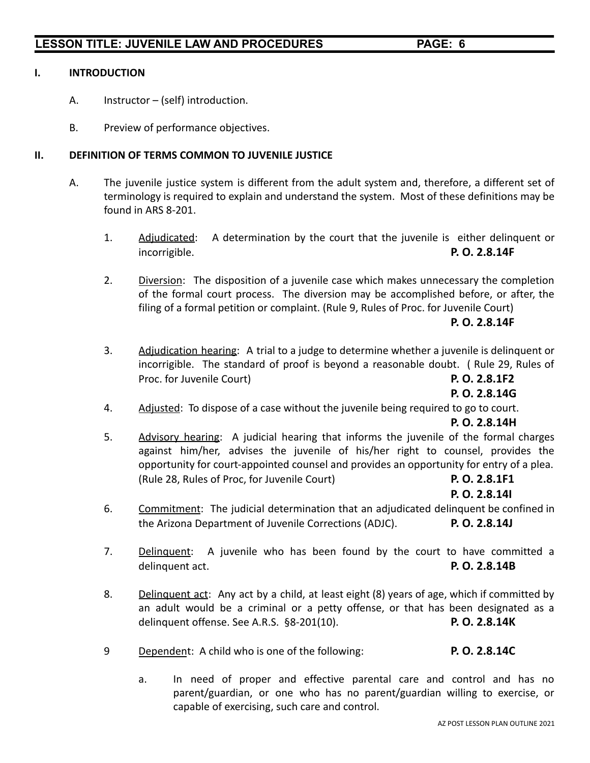## I. INTRODUCTION

A. Instructor – (self) introduction.

B. Preview of performance objectives.

## II. DEFINITION OF TERMS COMMON TO JUVENILE JUSTICE

A. The juvenile justice system is different from the adult system and, therefore, a different set of terminology is required to explain and understand the system. Most of these definitions may be found in ARS 8-201.

1. Adjudicated: A determination by the court that the juvenile is either delinquent or incorrigible. **P. O. 2.8.14F**

2. Diversion: The disposition of a juvenile case which makes unnecessary the completion of the formal court process. The diversion may be accomplished before, or after, the filing of a formal petition or complaint. (Rule 9, Rules of Proc. for Juvenile Court) **P. O. 2.8.14F**

3. Adjudication hearing: A trial to a judge to determine whether a juvenile is delinquent or incorrigible. The standard of proof is beyond a reasonable doubt. ( Rule 29, Rules of Proc. for Juvenile Court) **P. O. 2.8.1F2** **P. O. 2.8.14G**

4. Adjusted: To dispose of a case without the juvenile being required to go to court. **P. O. 2.8.14H**

5. Advisory hearing: A judicial hearing that informs the juvenile of the formal charges against him/her, advises the juvenile of his/her right to counsel, provides the opportunity for court-appointed counsel and provides an opportunity for entry of a plea. (Rule 28, Rules of Proc, for Juvenile Court) **P. O. 2.8.1F1** **P. O. 2.8.14I**

6. Commitment: The judicial determination that an adjudicated delinquent be confined in the Arizona Department of Juvenile Corrections (ADJC). **P. O. 2.8.14J**

7. Delinquent: A juvenile who has been found by the court to have committed a delinquent act. **P. O. 2.8.14B**

8. Delinquent act: Any act by a child, at least eight (8) years of age, which if committed by an adult would be a criminal or a petty offense, or that has been designated as a delinquent offense. See A.R.S. §8-201(10). **P. O. 2.8.14K**

9 Dependent: A child who is one of the following: **P. O. 2.8.14C**

   a. In need of proper and effective parental care and control and has no parent/guardian, or one who has no parent/guardian willing to exercise, or capable of exercising, such care and control.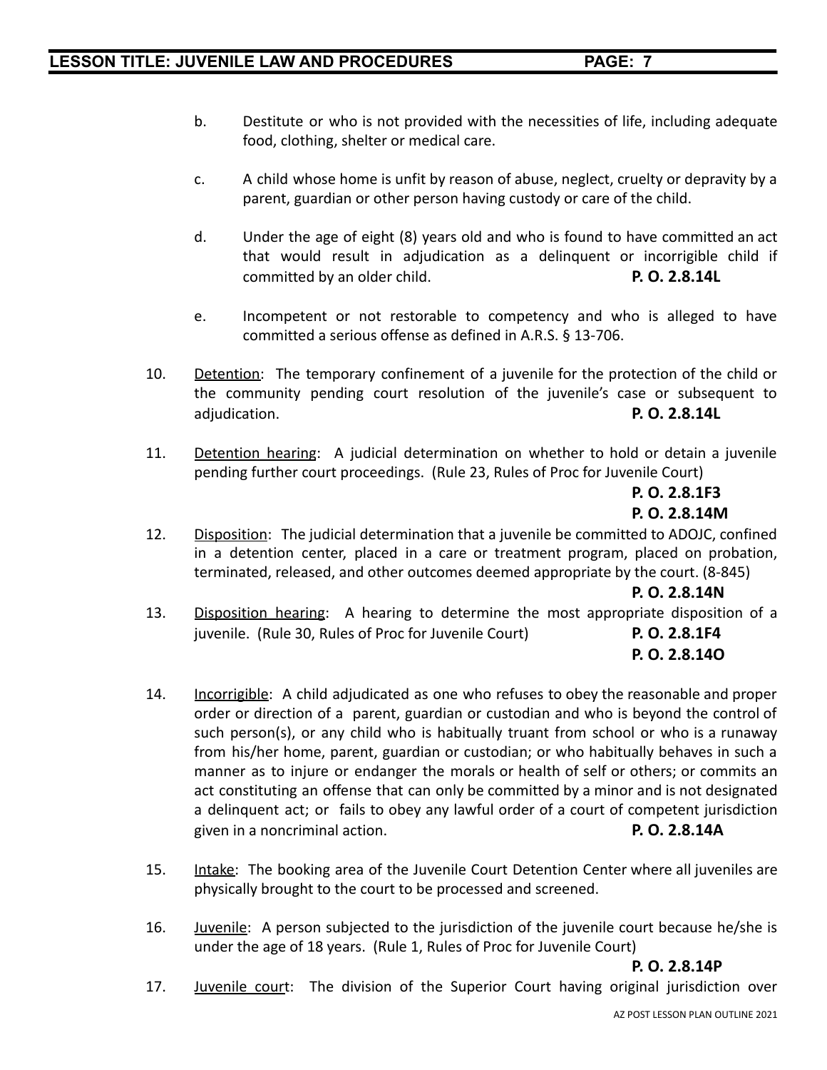b. Destitute or who is not provided with the necessities of life, including adequate food, clothing, shelter or medical care.

c. A child whose home is unfit by reason of abuse, neglect, cruelty or depravity by a parent, guardian or other person having custody or care of the child.

d. Under the age of eight (8) years old and who is found to have committed an act that would result in adjudication as a delinquent or incorrigible child if committed by an older child. **P. O. 2.8.14L**

e. Incompetent or not restorable to competency and who is alleged to have committed a serious offense as defined in A.R.S. § 13-706.

10. Detention: The temporary confinement of a juvenile for the protection of the child or the community pending court resolution of the juvenile's case or subsequent to adjudication. **P. O. 2.8.14L**

11. Detention hearing: A judicial determination on whether to hold or detain a juvenile pending further court proceedings. (Rule 23, Rules of Proc for Juvenile Court) **P. O. 2.8.1F3** **P. O. 2.8.14M**

12. Disposition: The judicial determination that a juvenile be committed to ADOJC, confined in a detention center, placed in a care or treatment program, placed on probation, terminated, released, and other outcomes deemed appropriate by the court. (8-845) **P. O. 2.8.14N**

13. Disposition hearing: A hearing to determine the most appropriate disposition of a juvenile. (Rule 30, Rules of Proc for Juvenile Court) **P. O. 2.8.1F4** **P. O. 2.8.14O**

14. Incorrigible: A child adjudicated as one who refuses to obey the reasonable and proper order or direction of a parent, guardian or custodian and who is beyond the control of such person(s), or any child who is habitually truant from school or who is a runaway from his/her home, parent, guardian or custodian; or who habitually behaves in such a manner as to injure or endanger the morals or health of self or others; or commits an act constituting an offense that can only be committed by a minor and is not designated a delinquent act; or fails to obey any lawful order of a court of competent jurisdiction given in a noncriminal action. **P. O. 2.8.14A**

15. Intake: The booking area of the Juvenile Court Detention Center where all juveniles are physically brought to the court to be processed and screened.

16. Juvenile: A person subjected to the jurisdiction of the juvenile court because he/she is under the age of 18 years. (Rule 1, Rules of Proc for Juvenile Court) **P. O. 2.8.14P**

17. Juvenile court: The division of the Superior Court having original jurisdiction over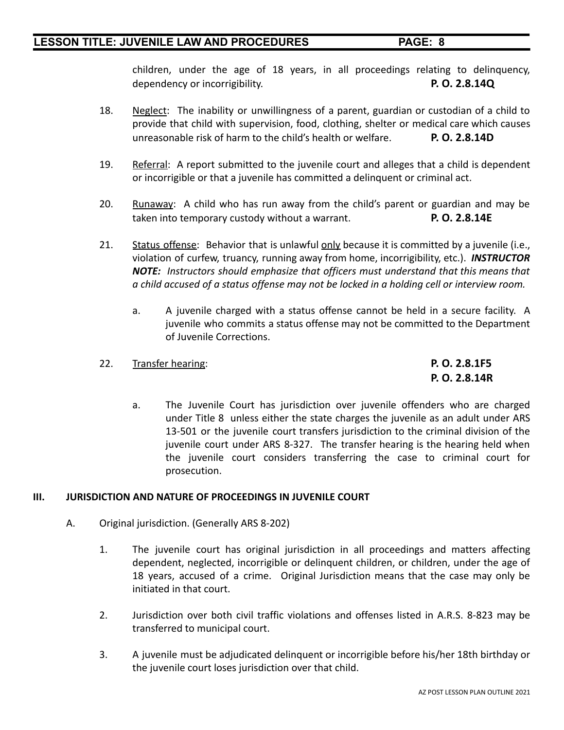children, under the age of 18 years, in all proceedings relating to delinquency, dependency or incorrigibility. **P. O. 2.8.14Q**

18. Neglect: The inability or unwillingness of a parent, guardian or custodian of a child to provide that child with supervision, food, clothing, shelter or medical care which causes unreasonable risk of harm to the child's health or welfare. **P. O. 2.8.14D**

19. Referral: A report submitted to the juvenile court and alleges that a child is dependent or incorrigible or that a juvenile has committed a delinquent or criminal act.

20. Runaway: A child who has run away from the child's parent or guardian and may be taken into temporary custody without a warrant. **P. O. 2.8.14E**

21. Status offense: Behavior that is unlawful only because it is committed by a juvenile (i.e., violation of curfew, truancy, running away from home, incorrigibility, etc.). ***INSTRUCTOR NOTE:*** *Instructors should emphasize that officers must understand that this means that a child accused of a status offense may not be locked in a holding cell or interview room.*

    a. A juvenile charged with a status offense cannot be held in a secure facility. A juvenile who commits a status offense may not be committed to the Department of Juvenile Corrections.

22. Transfer hearing: **P. O. 2.8.1F5** **P. O. 2.8.14R**

    a. The Juvenile Court has jurisdiction over juvenile offenders who are charged under Title 8 unless either the state charges the juvenile as an adult under ARS 13-501 or the juvenile court transfers jurisdiction to the criminal division of the juvenile court under ARS 8-327. The transfer hearing is the hearing held when the juvenile court considers transferring the case to criminal court for prosecution.

## III. JURISDICTION AND NATURE OF PROCEEDINGS IN JUVENILE COURT

A. Original jurisdiction. (Generally ARS 8-202)

1. The juvenile court has original jurisdiction in all proceedings and matters affecting dependent, neglected, incorrigible or delinquent children, or children, under the age of 18 years, accused of a crime. Original Jurisdiction means that the case may only be initiated in that court.

2. Jurisdiction over both civil traffic violations and offenses listed in A.R.S. 8-823 may be transferred to municipal court.

3. A juvenile must be adjudicated delinquent or incorrigible before his/her 18th birthday or the juvenile court loses jurisdiction over that child.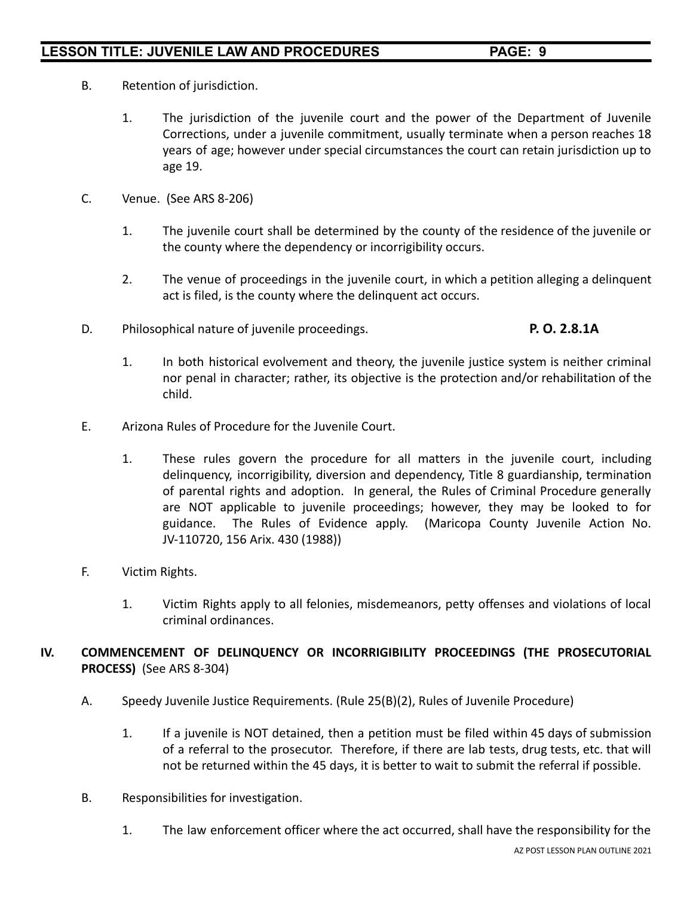B. Retention of jurisdiction.

1. The jurisdiction of the juvenile court and the power of the Department of Juvenile Corrections, under a juvenile commitment, usually terminate when a person reaches 18 years of age; however under special circumstances the court can retain jurisdiction up to age 19.

C. Venue. (See ARS 8-206)

1. The juvenile court shall be determined by the county of the residence of the juvenile or the county where the dependency or incorrigibility occurs.

2. The venue of proceedings in the juvenile court, in which a petition alleging a delinquent act is filed, is the county where the delinquent act occurs.

D. Philosophical nature of juvenile proceedings. **P. O. 2.8.1A**

1. In both historical evolvement and theory, the juvenile justice system is neither criminal nor penal in character; rather, its objective is the protection and/or rehabilitation of the child.

E. Arizona Rules of Procedure for the Juvenile Court.

1. These rules govern the procedure for all matters in the juvenile court, including delinquency, incorrigibility, diversion and dependency, Title 8 guardianship, termination of parental rights and adoption. In general, the Rules of Criminal Procedure generally are NOT applicable to juvenile proceedings; however, they may be looked to for guidance. The Rules of Evidence apply. (Maricopa County Juvenile Action No. JV-110720, 156 Arix. 430 (1988))

F. Victim Rights.

1. Victim Rights apply to all felonies, misdemeanors, petty offenses and violations of local criminal ordinances.

## IV. COMMENCEMENT OF DELINQUENCY OR INCORRIGIBILITY PROCEEDINGS (THE PROSECUTORIAL PROCESS) (See ARS 8-304)

A. Speedy Juvenile Justice Requirements. (Rule 25(B)(2), Rules of Juvenile Procedure)

1. If a juvenile is NOT detained, then a petition must be filed within 45 days of submission of a referral to the prosecutor. Therefore, if there are lab tests, drug tests, etc. that will not be returned within the 45 days, it is better to wait to submit the referral if possible.

B. Responsibilities for investigation.

1. The law enforcement officer where the act occurred, shall have the responsibility for the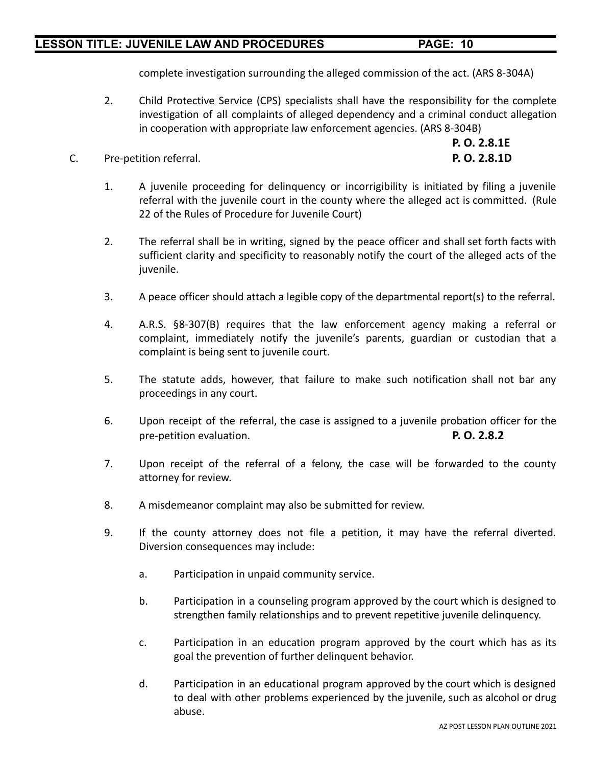complete investigation surrounding the alleged commission of the act. (ARS 8-304A)

2. Child Protective Service (CPS) specialists shall have the responsibility for the complete investigation of all complaints of alleged dependency and a criminal conduct allegation in cooperation with appropriate law enforcement agencies. (ARS 8-304B)

**P. O. 2.8.1E**

C. Pre-petition referral. **P. O. 2.8.1D**

1. A juvenile proceeding for delinquency or incorrigibility is initiated by filing a juvenile referral with the juvenile court in the county where the alleged act is committed. (Rule 22 of the Rules of Procedure for Juvenile Court)

2. The referral shall be in writing, signed by the peace officer and shall set forth facts with sufficient clarity and specificity to reasonably notify the court of the alleged acts of the juvenile.

3. A peace officer should attach a legible copy of the departmental report(s) to the referral.

4. A.R.S. §8-307(B) requires that the law enforcement agency making a referral or complaint, immediately notify the juvenile's parents, guardian or custodian that a complaint is being sent to juvenile court.

5. The statute adds, however, that failure to make such notification shall not bar any proceedings in any court.

6. Upon receipt of the referral, the case is assigned to a juvenile probation officer for the pre-petition evaluation. **P. O. 2.8.2**

7. Upon receipt of the referral of a felony, the case will be forwarded to the county attorney for review.

8. A misdemeanor complaint may also be submitted for review.

9. If the county attorney does not file a petition, it may have the referral diverted. Diversion consequences may include:

   a. Participation in unpaid community service.

   b. Participation in a counseling program approved by the court which is designed to strengthen family relationships and to prevent repetitive juvenile delinquency.

   c. Participation in an education program approved by the court which has as its goal the prevention of further delinquent behavior.

   d. Participation in an educational program approved by the court which is designed to deal with other problems experienced by the juvenile, such as alcohol or drug abuse.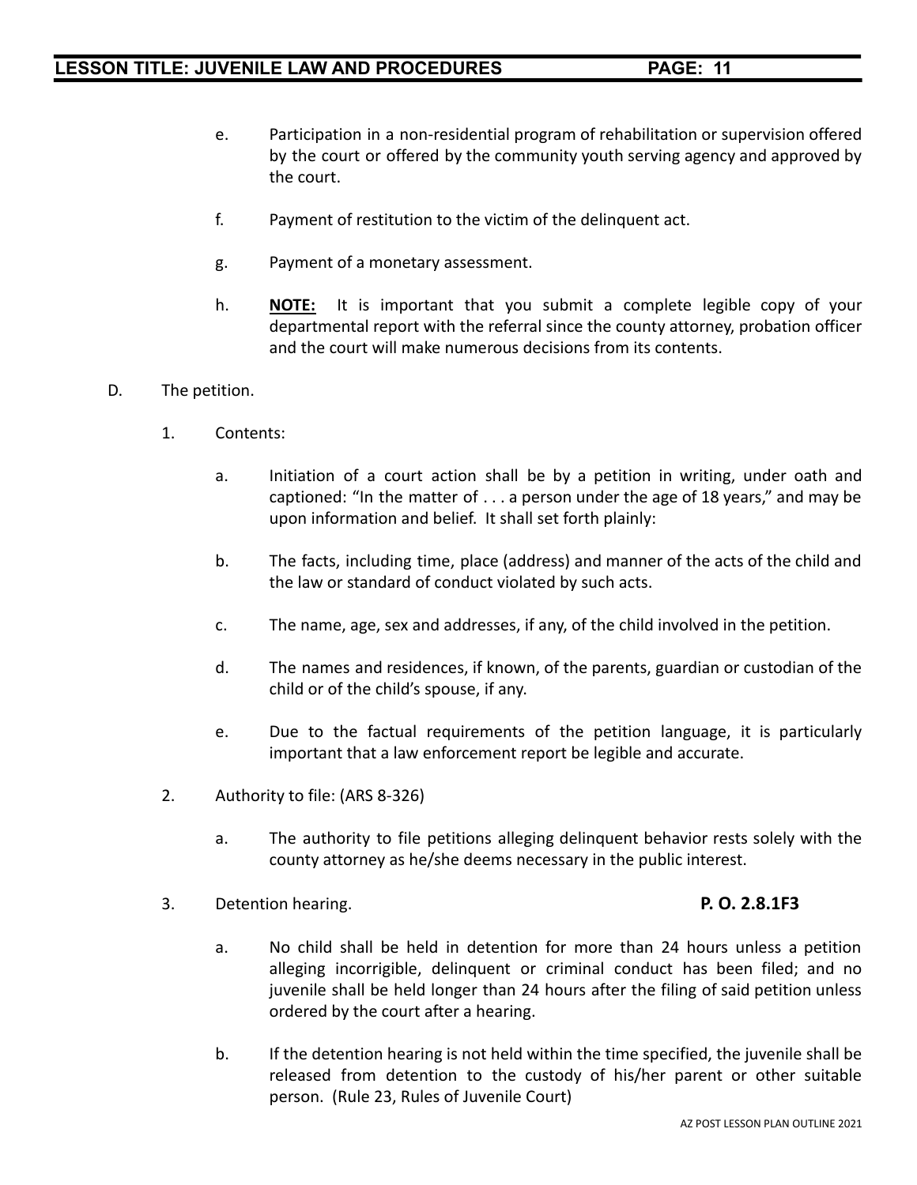e. Participation in a non-residential program of rehabilitation or supervision offered by the court or offered by the community youth serving agency and approved by the court.

f. Payment of restitution to the victim of the delinquent act.

g. Payment of a monetary assessment.

h. **<u>NOTE:</u>** It is important that you submit a complete legible copy of your departmental report with the referral since the county attorney, probation officer and the court will make numerous decisions from its contents.

D. The petition.

1. Contents:

   a. Initiation of a court action shall be by a petition in writing, under oath and captioned: "In the matter of . . . a person under the age of 18 years," and may be upon information and belief. It shall set forth plainly:

   b. The facts, including time, place (address) and manner of the acts of the child and the law or standard of conduct violated by such acts.

   c. The name, age, sex and addresses, if any, of the child involved in the petition.

   d. The names and residences, if known, of the parents, guardian or custodian of the child or of the child's spouse, if any.

   e. Due to the factual requirements of the petition language, it is particularly important that a law enforcement report be legible and accurate.

2. Authority to file: (ARS 8-326)

   a. The authority to file petitions alleging delinquent behavior rests solely with the county attorney as he/she deems necessary in the public interest.

3. Detention hearing. **P. O. 2.8.1F3**

   a. No child shall be held in detention for more than 24 hours unless a petition alleging incorrigible, delinquent or criminal conduct has been filed; and no juvenile shall be held longer than 24 hours after the filing of said petition unless ordered by the court after a hearing.

   b. If the detention hearing is not held within the time specified, the juvenile shall be released from detention to the custody of his/her parent or other suitable person. (Rule 23, Rules of Juvenile Court)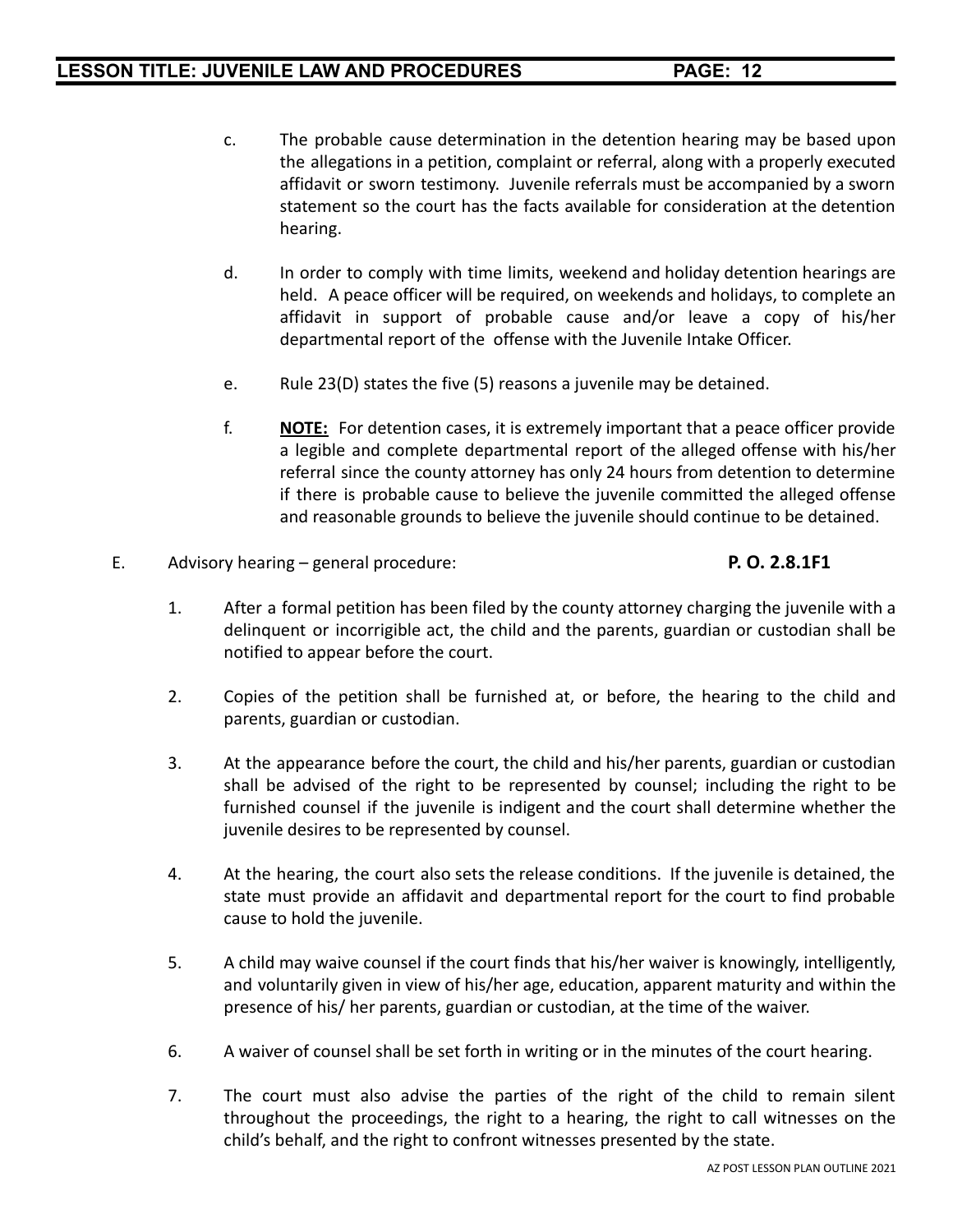c. The probable cause determination in the detention hearing may be based upon the allegations in a petition, complaint or referral, along with a properly executed affidavit or sworn testimony. Juvenile referrals must be accompanied by a sworn statement so the court has the facts available for consideration at the detention hearing.

d. In order to comply with time limits, weekend and holiday detention hearings are held. A peace officer will be required, on weekends and holidays, to complete an affidavit in support of probable cause and/or leave a copy of his/her departmental report of the offense with the Juvenile Intake Officer.

e. Rule 23(D) states the five (5) reasons a juvenile may be detained.

f. **NOTE:** For detention cases, it is extremely important that a peace officer provide a legible and complete departmental report of the alleged offense with his/her referral since the county attorney has only 24 hours from detention to determine if there is probable cause to believe the juvenile committed the alleged offense and reasonable grounds to believe the juvenile should continue to be detained.

E. Advisory hearing – general procedure: **P. O. 2.8.1F1**

1. After a formal petition has been filed by the county attorney charging the juvenile with a delinquent or incorrigible act, the child and the parents, guardian or custodian shall be notified to appear before the court.

2. Copies of the petition shall be furnished at, or before, the hearing to the child and parents, guardian or custodian.

3. At the appearance before the court, the child and his/her parents, guardian or custodian shall be advised of the right to be represented by counsel; including the right to be furnished counsel if the juvenile is indigent and the court shall determine whether the juvenile desires to be represented by counsel.

4. At the hearing, the court also sets the release conditions. If the juvenile is detained, the state must provide an affidavit and departmental report for the court to find probable cause to hold the juvenile.

5. A child may waive counsel if the court finds that his/her waiver is knowingly, intelligently, and voluntarily given in view of his/her age, education, apparent maturity and within the presence of his/ her parents, guardian or custodian, at the time of the waiver.

6. A waiver of counsel shall be set forth in writing or in the minutes of the court hearing.

7. The court must also advise the parties of the right of the child to remain silent throughout the proceedings, the right to a hearing, the right to call witnesses on the child's behalf, and the right to confront witnesses presented by the state.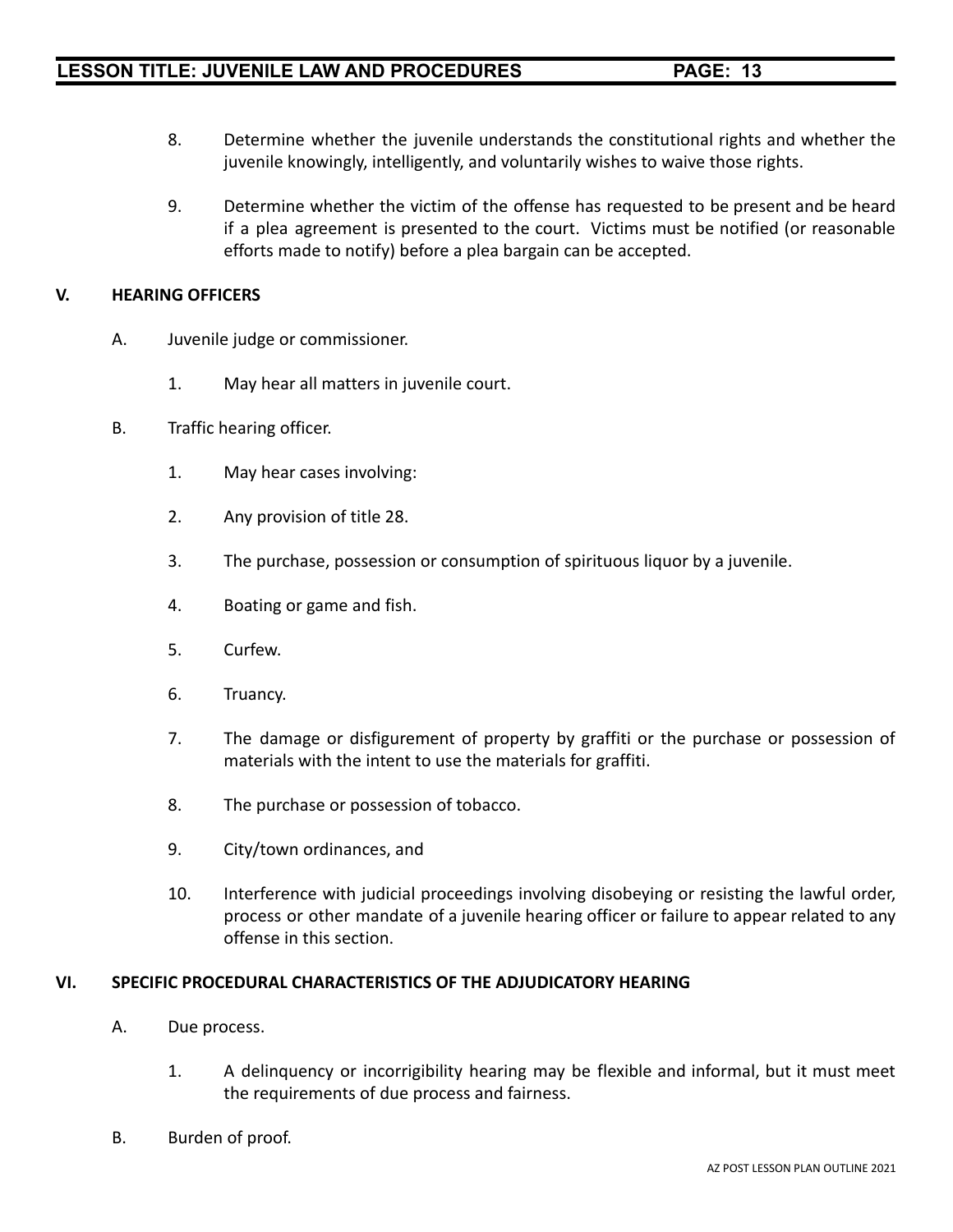8. Determine whether the juvenile understands the constitutional rights and whether the juvenile knowingly, intelligently, and voluntarily wishes to waive those rights.

9. Determine whether the victim of the offense has requested to be present and be heard if a plea agreement is presented to the court. Victims must be notified (or reasonable efforts made to notify) before a plea bargain can be accepted.

## V. HEARING OFFICERS

A. Juvenile judge or commissioner.

   1. May hear all matters in juvenile court.

B. Traffic hearing officer.

   1. May hear cases involving:

   2. Any provision of title 28.

   3. The purchase, possession or consumption of spirituous liquor by a juvenile.

   4. Boating or game and fish.

   5. Curfew.

   6. Truancy.

   7. The damage or disfigurement of property by graffiti or the purchase or possession of materials with the intent to use the materials for graffiti.

   8. The purchase or possession of tobacco.

   9. City/town ordinances, and

   10. Interference with judicial proceedings involving disobeying or resisting the lawful order, process or other mandate of a juvenile hearing officer or failure to appear related to any offense in this section.

## VI. SPECIFIC PROCEDURAL CHARACTERISTICS OF THE ADJUDICATORY HEARING

A. Due process.

   1. A delinquency or incorrigibility hearing may be flexible and informal, but it must meet the requirements of due process and fairness.

B. Burden of proof.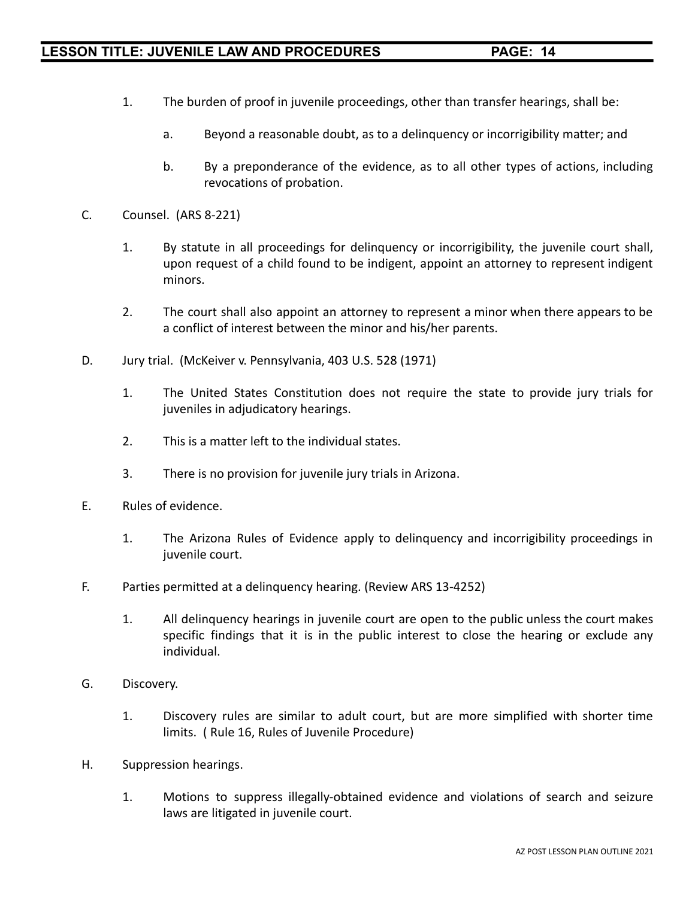1. The burden of proof in juvenile proceedings, other than transfer hearings, shall be:

   a. Beyond a reasonable doubt, as to a delinquency or incorrigibility matter; and

   b. By a preponderance of the evidence, as to all other types of actions, including revocations of probation.

C. Counsel. (ARS 8-221)

   1. By statute in all proceedings for delinquency or incorrigibility, the juvenile court shall, upon request of a child found to be indigent, appoint an attorney to represent indigent minors.

   2. The court shall also appoint an attorney to represent a minor when there appears to be a conflict of interest between the minor and his/her parents.

D. Jury trial. (McKeiver v. Pennsylvania, 403 U.S. 528 (1971)

   1. The United States Constitution does not require the state to provide jury trials for juveniles in adjudicatory hearings.

   2. This is a matter left to the individual states.

   3. There is no provision for juvenile jury trials in Arizona.

E. Rules of evidence.

   1. The Arizona Rules of Evidence apply to delinquency and incorrigibility proceedings in juvenile court.

F. Parties permitted at a delinquency hearing. (Review ARS 13-4252)

   1. All delinquency hearings in juvenile court are open to the public unless the court makes specific findings that it is in the public interest to close the hearing or exclude any individual.

G. Discovery.

   1. Discovery rules are similar to adult court, but are more simplified with shorter time limits. ( Rule 16, Rules of Juvenile Procedure)

H. Suppression hearings.

   1. Motions to suppress illegally-obtained evidence and violations of search and seizure laws are litigated in juvenile court.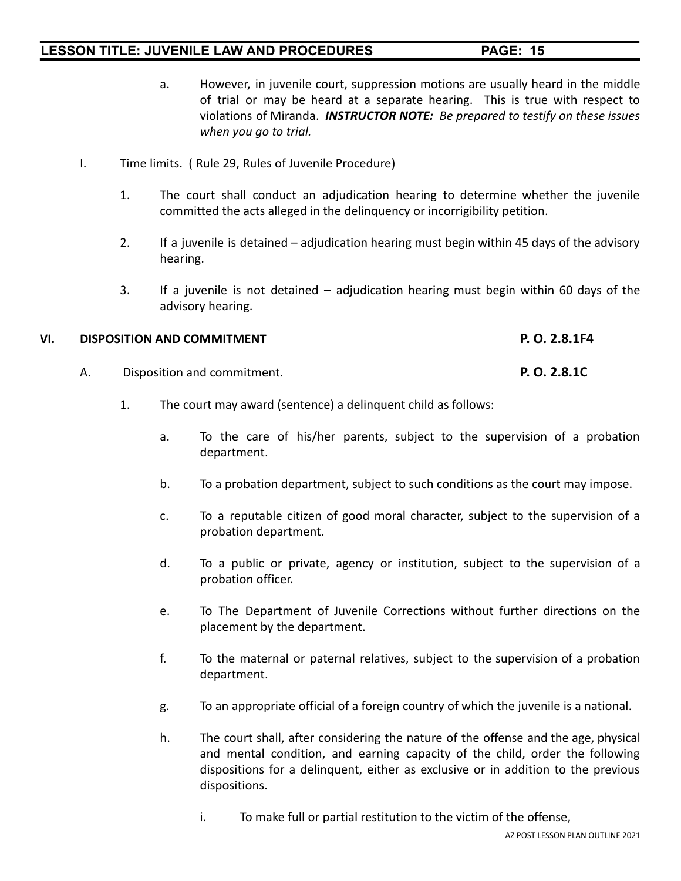a. However, in juvenile court, suppression motions are usually heard in the middle of trial or may be heard at a separate hearing. This is true with respect to violations of Miranda. ***INSTRUCTOR NOTE:*** *Be prepared to testify on these issues when you go to trial.*

I. Time limits. ( Rule 29, Rules of Juvenile Procedure)

1. The court shall conduct an adjudication hearing to determine whether the juvenile committed the acts alleged in the delinquency or incorrigibility petition.

2. If a juvenile is detained – adjudication hearing must begin within 45 days of the advisory hearing.

3. If a juvenile is not detained – adjudication hearing must begin within 60 days of the advisory hearing.

## VI. DISPOSITION AND COMMITMENT **P. O. 2.8.1F4**

A. Disposition and commitment. **P. O. 2.8.1C**

1. The court may award (sentence) a delinquent child as follows:

   a. To the care of his/her parents, subject to the supervision of a probation department.

   b. To a probation department, subject to such conditions as the court may impose.

   c. To a reputable citizen of good moral character, subject to the supervision of a probation department.

   d. To a public or private, agency or institution, subject to the supervision of a probation officer.

   e. To The Department of Juvenile Corrections without further directions on the placement by the department.

   f. To the maternal or paternal relatives, subject to the supervision of a probation department.

   g. To an appropriate official of a foreign country of which the juvenile is a national.

   h. The court shall, after considering the nature of the offense and the age, physical and mental condition, and earning capacity of the child, order the following dispositions for a delinquent, either as exclusive or in addition to the previous dispositions.

      i. To make full or partial restitution to the victim of the offense,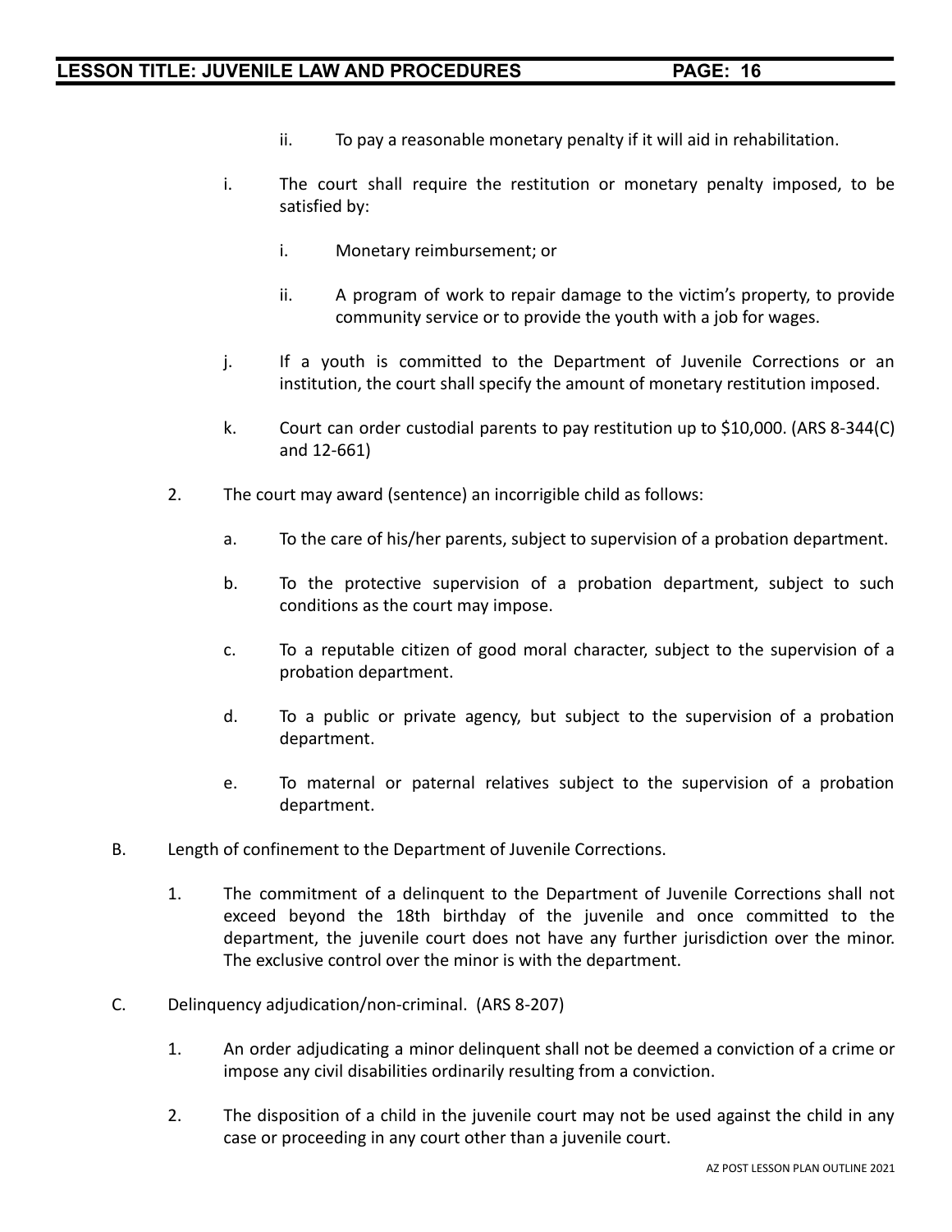ii. To pay a reasonable monetary penalty if it will aid in rehabilitation.

i. The court shall require the restitution or monetary penalty imposed, to be satisfied by:

   i. Monetary reimbursement; or

   ii. A program of work to repair damage to the victim's property, to provide community service or to provide the youth with a job for wages.

j. If a youth is committed to the Department of Juvenile Corrections or an institution, the court shall specify the amount of monetary restitution imposed.

k. Court can order custodial parents to pay restitution up to $10,000. (ARS 8-344(C) and 12-661)

2. The court may award (sentence) an incorrigible child as follows:

   a. To the care of his/her parents, subject to supervision of a probation department.

   b. To the protective supervision of a probation department, subject to such conditions as the court may impose.

   c. To a reputable citizen of good moral character, subject to the supervision of a probation department.

   d. To a public or private agency, but subject to the supervision of a probation department.

   e. To maternal or paternal relatives subject to the supervision of a probation department.

B. Length of confinement to the Department of Juvenile Corrections.

   1. The commitment of a delinquent to the Department of Juvenile Corrections shall not exceed beyond the 18th birthday of the juvenile and once committed to the department, the juvenile court does not have any further jurisdiction over the minor. The exclusive control over the minor is with the department.

C. Delinquency adjudication/non-criminal. (ARS 8-207)

   1. An order adjudicating a minor delinquent shall not be deemed a conviction of a crime or impose any civil disabilities ordinarily resulting from a conviction.

   2. The disposition of a child in the juvenile court may not be used against the child in any case or proceeding in any court other than a juvenile court.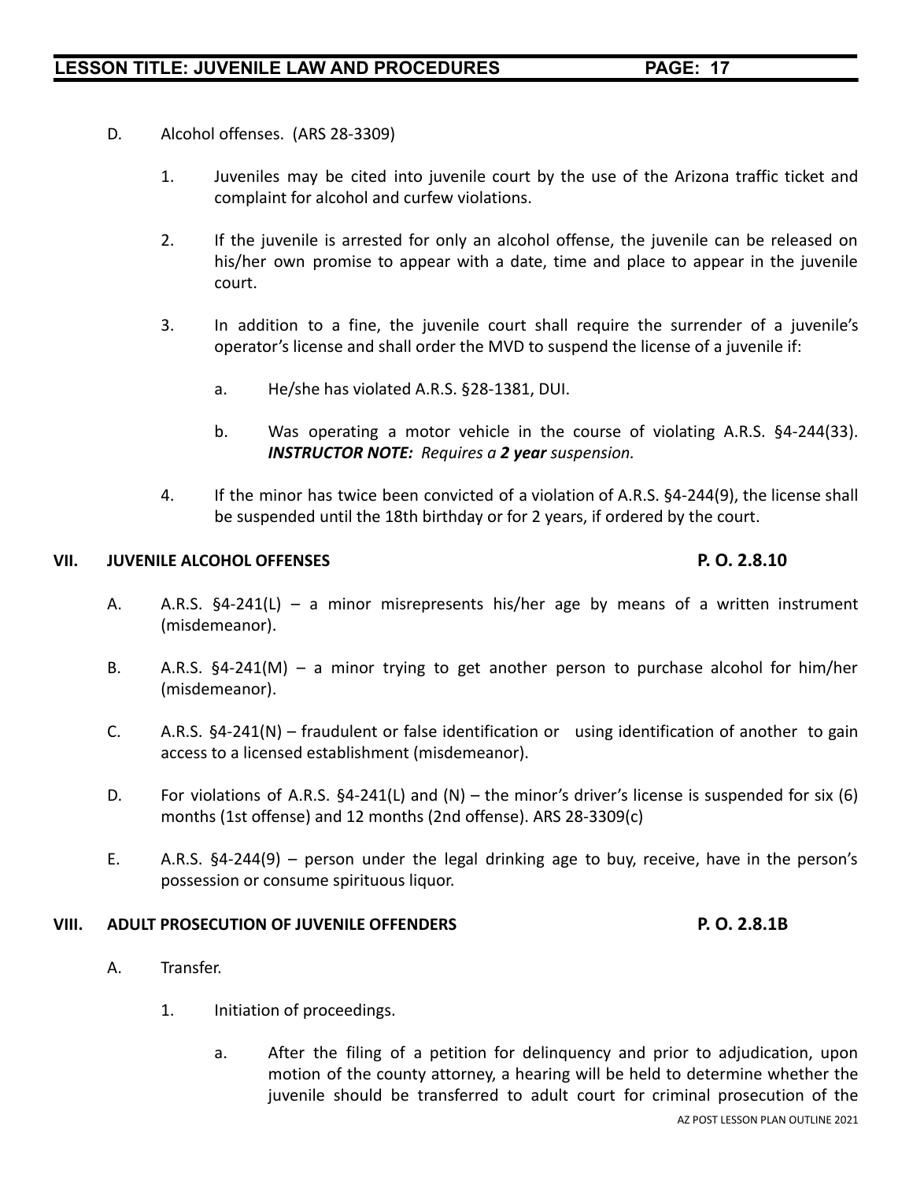D. Alcohol offenses. (ARS 28-3309)

1. Juveniles may be cited into juvenile court by the use of the Arizona traffic ticket and complaint for alcohol and curfew violations.

2. If the juvenile is arrested for only an alcohol offense, the juvenile can be released on his/her own promise to appear with a date, time and place to appear in the juvenile court.

3. In addition to a fine, the juvenile court shall require the surrender of a juvenile's operator's license and shall order the MVD to suspend the license of a juvenile if:

   a. He/she has violated A.R.S. §28-1381, DUI.

   b. Was operating a motor vehicle in the course of violating A.R.S. §4-244(33). ***INSTRUCTOR NOTE:*** *Requires a* ***2 year*** *suspension.*

4. If the minor has twice been convicted of a violation of A.R.S. §4-244(9), the license shall be suspended until the 18th birthday or for 2 years, if ordered by the court.

## VII. JUVENILE ALCOHOL OFFENSES — P. O. 2.8.10

A. A.R.S. §4-241(L) – a minor misrepresents his/her age by means of a written instrument (misdemeanor).

B. A.R.S. §4-241(M) – a minor trying to get another person to purchase alcohol for him/her (misdemeanor).

C. A.R.S. §4-241(N) – fraudulent or false identification or using identification of another to gain access to a licensed establishment (misdemeanor).

D. For violations of A.R.S. §4-241(L) and (N) – the minor's driver's license is suspended for six (6) months (1st offense) and 12 months (2nd offense). ARS 28-3309(c)

E. A.R.S. §4-244(9) – person under the legal drinking age to buy, receive, have in the person's possession or consume spirituous liquor.

## VIII. ADULT PROSECUTION OF JUVENILE OFFENDERS — P. O. 2.8.1B

A. Transfer.

1. Initiation of proceedings.

   a. After the filing of a petition for delinquency and prior to adjudication, upon motion of the county attorney, a hearing will be held to determine whether the juvenile should be transferred to adult court for criminal prosecution of the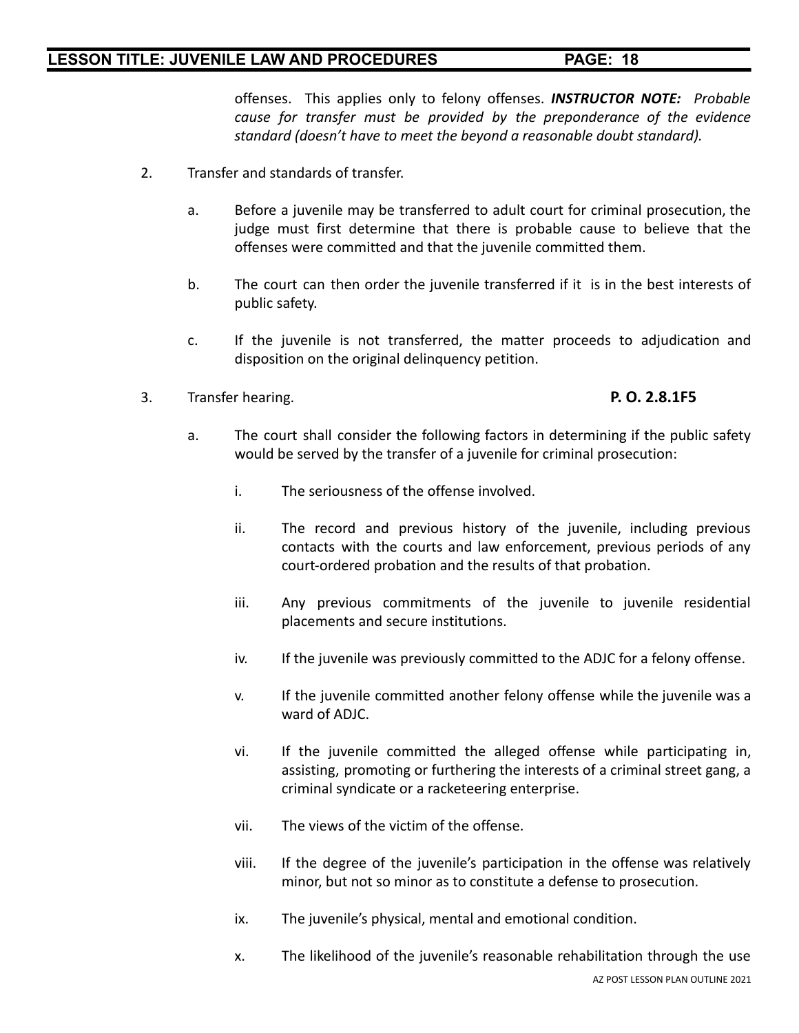offenses. This applies only to felony offenses. ***INSTRUCTOR NOTE:*** *Probable cause for transfer must be provided by the preponderance of the evidence standard (doesn't have to meet the beyond a reasonable doubt standard).*

2. Transfer and standards of transfer.

   a. Before a juvenile may be transferred to adult court for criminal prosecution, the judge must first determine that there is probable cause to believe that the offenses were committed and that the juvenile committed them.

   b. The court can then order the juvenile transferred if it is in the best interests of public safety.

   c. If the juvenile is not transferred, the matter proceeds to adjudication and disposition on the original delinquency petition.

3. Transfer hearing. **P. O. 2.8.1F5**

   a. The court shall consider the following factors in determining if the public safety would be served by the transfer of a juvenile for criminal prosecution:

      i. The seriousness of the offense involved.

      ii. The record and previous history of the juvenile, including previous contacts with the courts and law enforcement, previous periods of any court-ordered probation and the results of that probation.

      iii. Any previous commitments of the juvenile to juvenile residential placements and secure institutions.

      iv. If the juvenile was previously committed to the ADJC for a felony offense.

      v. If the juvenile committed another felony offense while the juvenile was a ward of ADJC.

      vi. If the juvenile committed the alleged offense while participating in, assisting, promoting or furthering the interests of a criminal street gang, a criminal syndicate or a racketeering enterprise.

      vii. The views of the victim of the offense.

      viii. If the degree of the juvenile's participation in the offense was relatively minor, but not so minor as to constitute a defense to prosecution.

      ix. The juvenile's physical, mental and emotional condition.

      x. The likelihood of the juvenile's reasonable rehabilitation through the use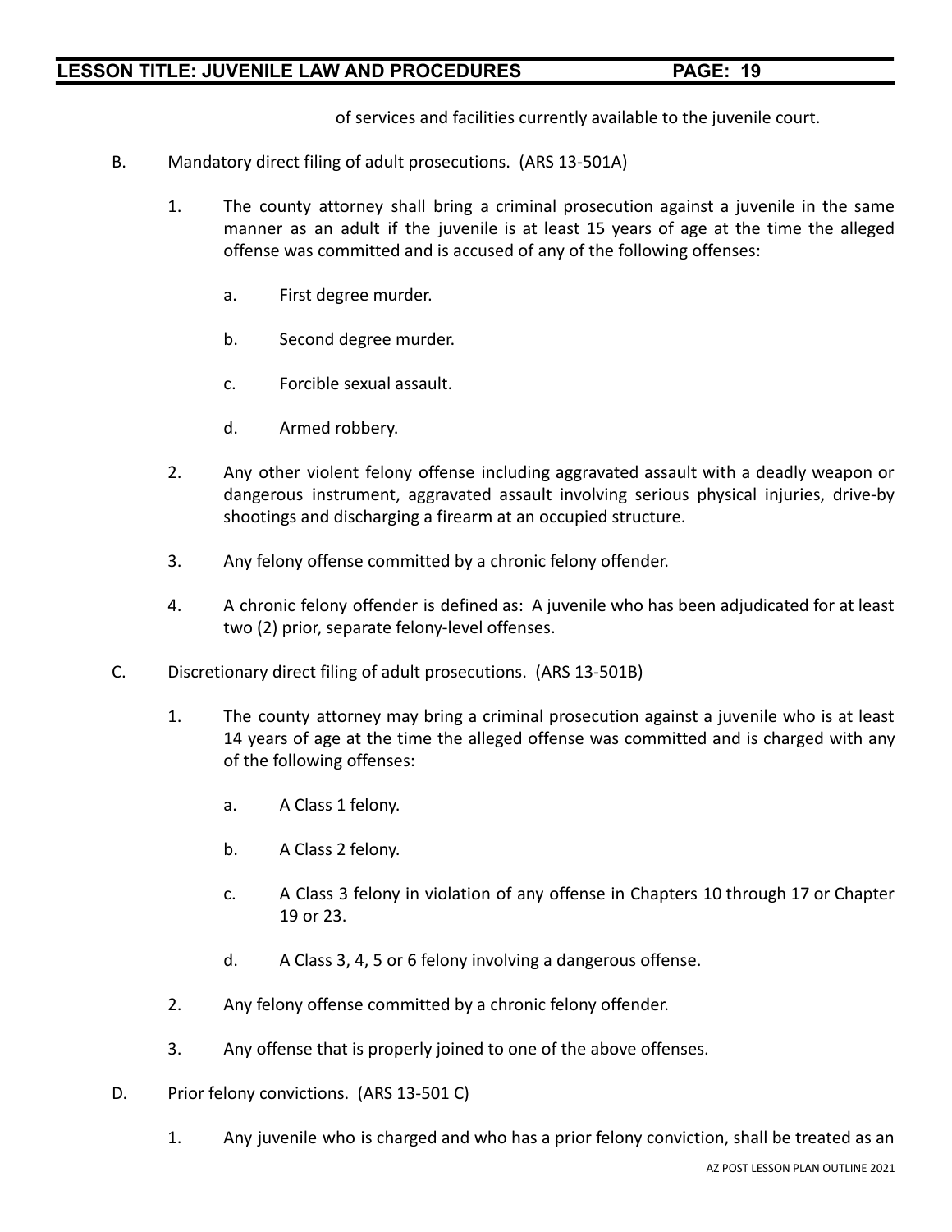of services and facilities currently available to the juvenile court.

B. Mandatory direct filing of adult prosecutions. (ARS 13-501A)

 1. The county attorney shall bring a criminal prosecution against a juvenile in the same manner as an adult if the juvenile is at least 15 years of age at the time the alleged offense was committed and is accused of any of the following offenses:

  a. First degree murder.

  b. Second degree murder.

  c. Forcible sexual assault.

  d. Armed robbery.

 2. Any other violent felony offense including aggravated assault with a deadly weapon or dangerous instrument, aggravated assault involving serious physical injuries, drive-by shootings and discharging a firearm at an occupied structure.

 3. Any felony offense committed by a chronic felony offender.

 4. A chronic felony offender is defined as: A juvenile who has been adjudicated for at least two (2) prior, separate felony-level offenses.

C. Discretionary direct filing of adult prosecutions. (ARS 13-501B)

 1. The county attorney may bring a criminal prosecution against a juvenile who is at least 14 years of age at the time the alleged offense was committed and is charged with any of the following offenses:

  a. A Class 1 felony.

  b. A Class 2 felony.

  c. A Class 3 felony in violation of any offense in Chapters 10 through 17 or Chapter 19 or 23.

  d. A Class 3, 4, 5 or 6 felony involving a dangerous offense.

 2. Any felony offense committed by a chronic felony offender.

 3. Any offense that is properly joined to one of the above offenses.

D. Prior felony convictions. (ARS 13-501 C)

 1. Any juvenile who is charged and who has a prior felony conviction, shall be treated as an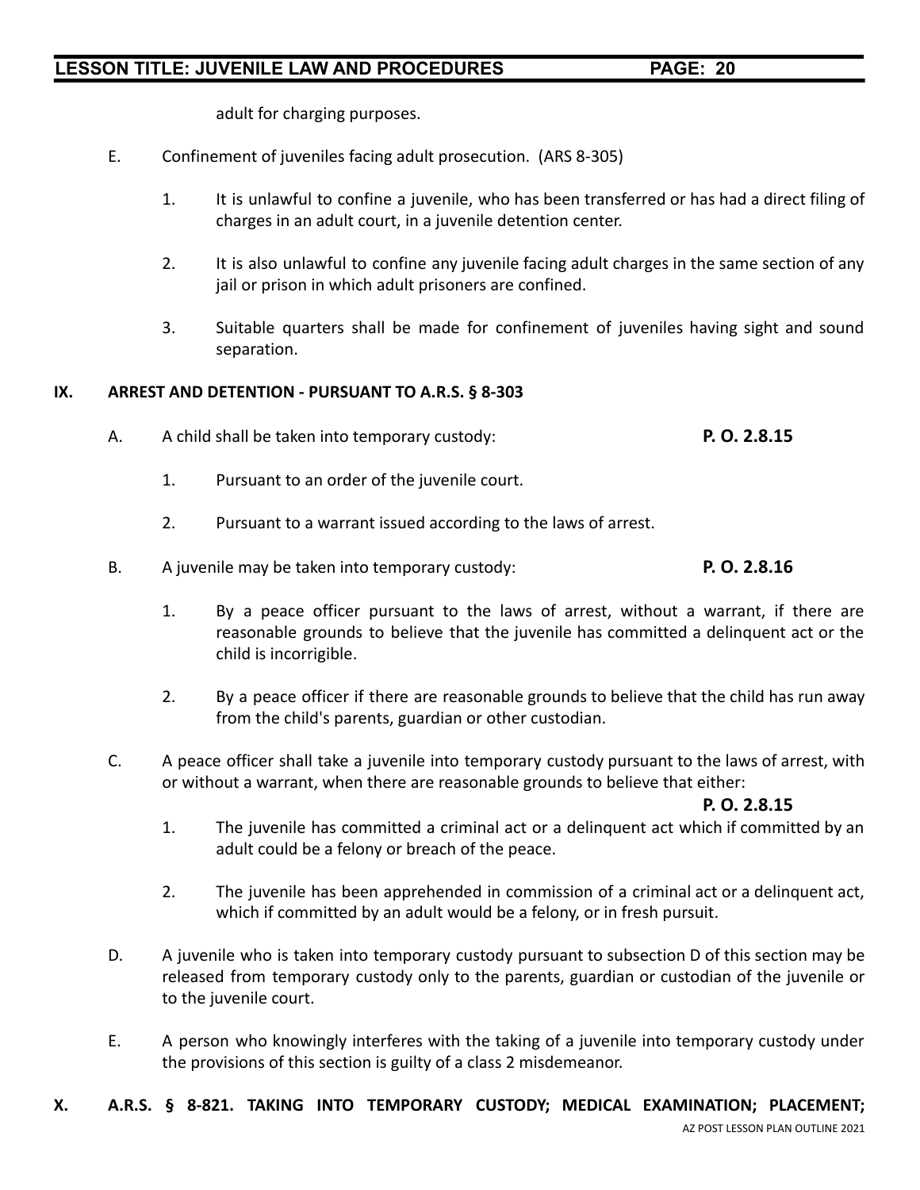adult for charging purposes.

E. Confinement of juveniles facing adult prosecution. (ARS 8-305)

1. It is unlawful to confine a juvenile, who has been transferred or has had a direct filing of charges in an adult court, in a juvenile detention center.

2. It is also unlawful to confine any juvenile facing adult charges in the same section of any jail or prison in which adult prisoners are confined.

3. Suitable quarters shall be made for confinement of juveniles having sight and sound separation.

## IX. ARREST AND DETENTION - PURSUANT TO A.R.S. § 8-303

A. A child shall be taken into temporary custody: **P. O. 2.8.15**

1. Pursuant to an order of the juvenile court.

2. Pursuant to a warrant issued according to the laws of arrest.

B. A juvenile may be taken into temporary custody: **P. O. 2.8.16**

1. By a peace officer pursuant to the laws of arrest, without a warrant, if there are reasonable grounds to believe that the juvenile has committed a delinquent act or the child is incorrigible.

2. By a peace officer if there are reasonable grounds to believe that the child has run away from the child's parents, guardian or other custodian.

C. A peace officer shall take a juvenile into temporary custody pursuant to the laws of arrest, with or without a warrant, when there are reasonable grounds to believe that either: **P. O. 2.8.15**

1. The juvenile has committed a criminal act or a delinquent act which if committed by an adult could be a felony or breach of the peace.

2. The juvenile has been apprehended in commission of a criminal act or a delinquent act, which if committed by an adult would be a felony, or in fresh pursuit.

D. A juvenile who is taken into temporary custody pursuant to subsection D of this section may be released from temporary custody only to the parents, guardian or custodian of the juvenile or to the juvenile court.

E. A person who knowingly interferes with the taking of a juvenile into temporary custody under the provisions of this section is guilty of a class 2 misdemeanor.

## X. A.R.S. § 8-821. TAKING INTO TEMPORARY CUSTODY; MEDICAL EXAMINATION; PLACEMENT;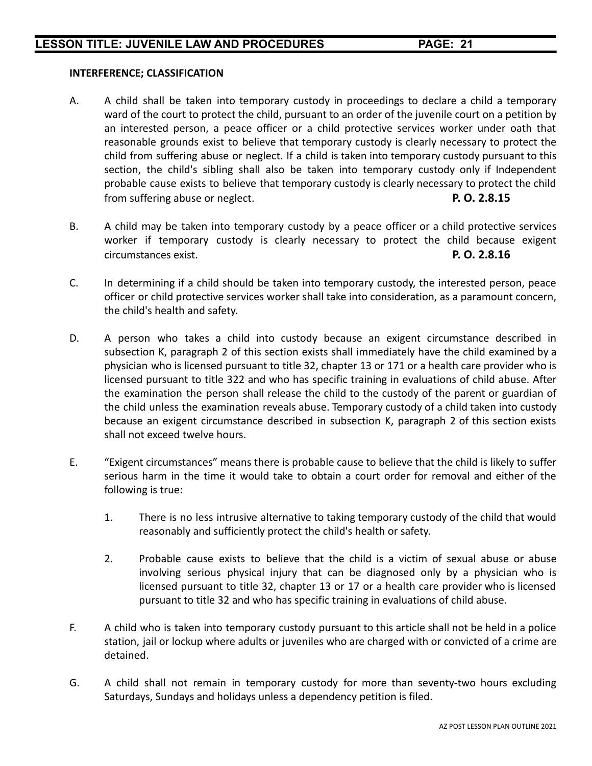**INTERFERENCE; CLASSIFICATION**

A. A child shall be taken into temporary custody in proceedings to declare a child a temporary ward of the court to protect the child, pursuant to an order of the juvenile court on a petition by an interested person, a peace officer or a child protective services worker under oath that reasonable grounds exist to believe that temporary custody is clearly necessary to protect the child from suffering abuse or neglect. If a child is taken into temporary custody pursuant to this section, the child's sibling shall also be taken into temporary custody only if Independent probable cause exists to believe that temporary custody is clearly necessary to protect the child from suffering abuse or neglect. **P. O. 2.8.15**

B. A child may be taken into temporary custody by a peace officer or a child protective services worker if temporary custody is clearly necessary to protect the child because exigent circumstances exist. **P. O. 2.8.16**

C. In determining if a child should be taken into temporary custody, the interested person, peace officer or child protective services worker shall take into consideration, as a paramount concern, the child's health and safety.

D. A person who takes a child into custody because an exigent circumstance described in subsection K, paragraph 2 of this section exists shall immediately have the child examined by a physician who is licensed pursuant to title 32, chapter 13 or 171 or a health care provider who is licensed pursuant to title 322 and who has specific training in evaluations of child abuse. After the examination the person shall release the child to the custody of the parent or guardian of the child unless the examination reveals abuse. Temporary custody of a child taken into custody because an exigent circumstance described in subsection K, paragraph 2 of this section exists shall not exceed twelve hours.

E. "Exigent circumstances" means there is probable cause to believe that the child is likely to suffer serious harm in the time it would take to obtain a court order for removal and either of the following is true:

1. There is no less intrusive alternative to taking temporary custody of the child that would reasonably and sufficiently protect the child's health or safety.

2. Probable cause exists to believe that the child is a victim of sexual abuse or abuse involving serious physical injury that can be diagnosed only by a physician who is licensed pursuant to title 32, chapter 13 or 17 or a health care provider who is licensed pursuant to title 32 and who has specific training in evaluations of child abuse.

F. A child who is taken into temporary custody pursuant to this article shall not be held in a police station, jail or lockup where adults or juveniles who are charged with or convicted of a crime are detained.

G. A child shall not remain in temporary custody for more than seventy-two hours excluding Saturdays, Sundays and holidays unless a dependency petition is filed.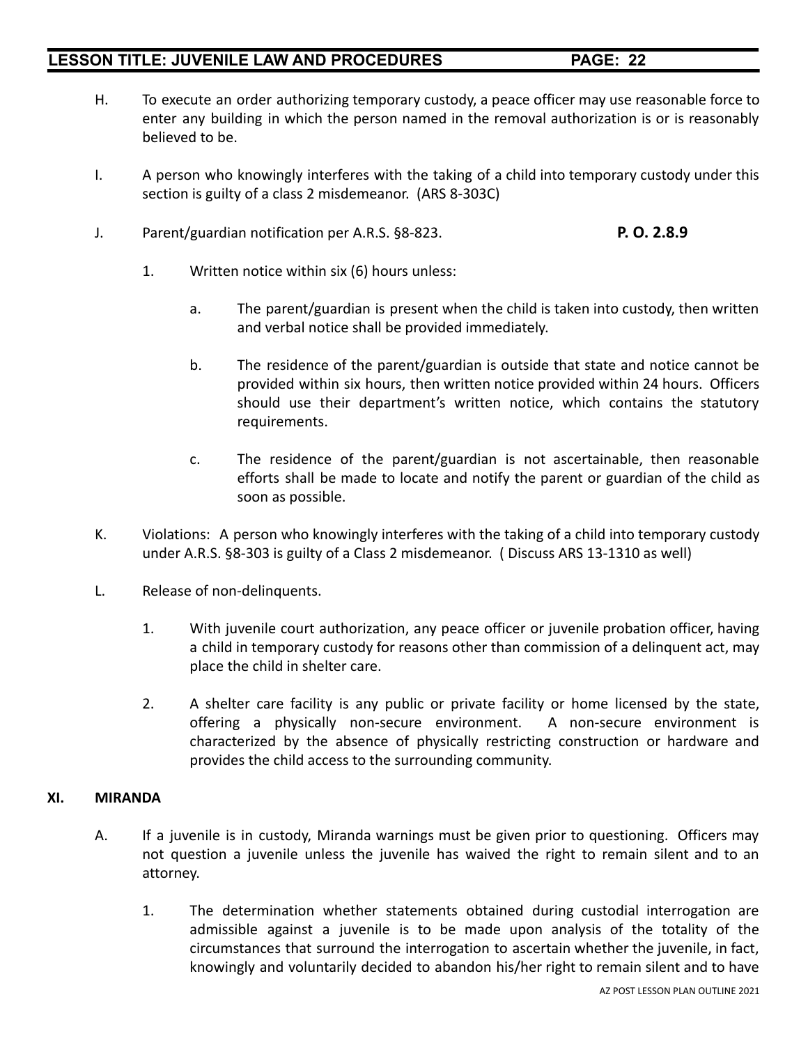H. To execute an order authorizing temporary custody, a peace officer may use reasonable force to enter any building in which the person named in the removal authorization is or is reasonably believed to be.

I. A person who knowingly interferes with the taking of a child into temporary custody under this section is guilty of a class 2 misdemeanor. (ARS 8-303C)

J. Parent/guardian notification per A.R.S. §8-823. **P. O. 2.8.9**

1. Written notice within six (6) hours unless:

   a. The parent/guardian is present when the child is taken into custody, then written and verbal notice shall be provided immediately.

   b. The residence of the parent/guardian is outside that state and notice cannot be provided within six hours, then written notice provided within 24 hours. Officers should use their department's written notice, which contains the statutory requirements.

   c. The residence of the parent/guardian is not ascertainable, then reasonable efforts shall be made to locate and notify the parent or guardian of the child as soon as possible.

K. Violations: A person who knowingly interferes with the taking of a child into temporary custody under A.R.S. §8-303 is guilty of a Class 2 misdemeanor. ( Discuss ARS 13-1310 as well)

L. Release of non-delinquents.

1. With juvenile court authorization, any peace officer or juvenile probation officer, having a child in temporary custody for reasons other than commission of a delinquent act, may place the child in shelter care.

2. A shelter care facility is any public or private facility or home licensed by the state, offering a physically non-secure environment. A non-secure environment is characterized by the absence of physically restricting construction or hardware and provides the child access to the surrounding community.

## XI. MIRANDA

A. If a juvenile is in custody, Miranda warnings must be given prior to questioning. Officers may not question a juvenile unless the juvenile has waived the right to remain silent and to an attorney.

1. The determination whether statements obtained during custodial interrogation are admissible against a juvenile is to be made upon analysis of the totality of the circumstances that surround the interrogation to ascertain whether the juvenile, in fact, knowingly and voluntarily decided to abandon his/her right to remain silent and to have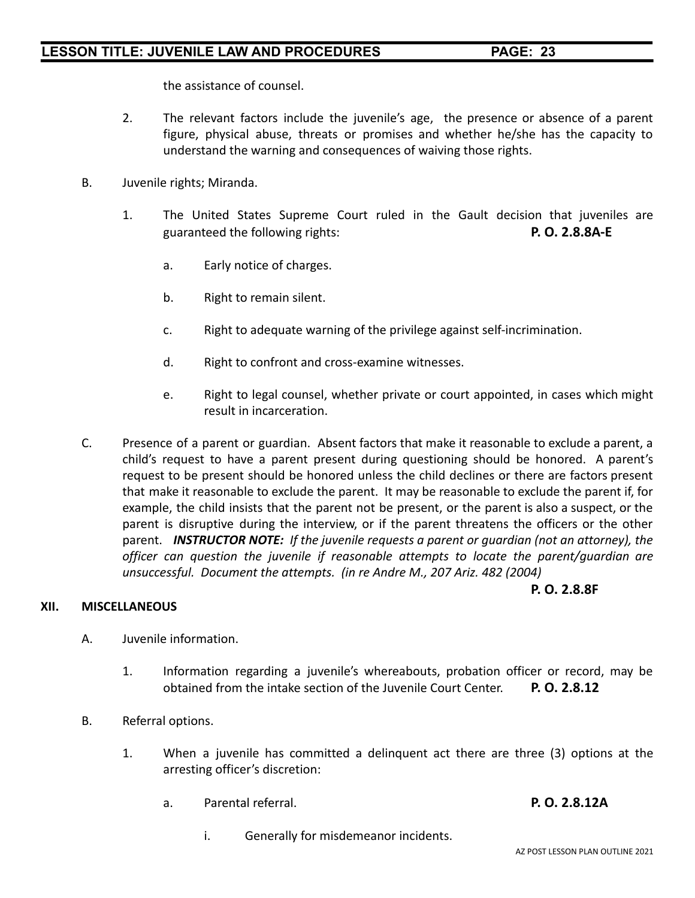the assistance of counsel.

2. The relevant factors include the juvenile's age, the presence or absence of a parent figure, physical abuse, threats or promises and whether he/she has the capacity to understand the warning and consequences of waiving those rights.

B. Juvenile rights; Miranda.

1. The United States Supreme Court ruled in the Gault decision that juveniles are guaranteed the following rights: **P. O. 2.8.8A-E**

   a. Early notice of charges.

   b. Right to remain silent.

   c. Right to adequate warning of the privilege against self-incrimination.

   d. Right to confront and cross-examine witnesses.

   e. Right to legal counsel, whether private or court appointed, in cases which might result in incarceration.

C. Presence of a parent or guardian. Absent factors that make it reasonable to exclude a parent, a child's request to have a parent present during questioning should be honored. A parent's request to be present should be honored unless the child declines or there are factors present that make it reasonable to exclude the parent. It may be reasonable to exclude the parent if, for example, the child insists that the parent not be present, or the parent is also a suspect, or the parent is disruptive during the interview, or if the parent threatens the officers or the other parent. ***INSTRUCTOR NOTE:*** *If the juvenile requests a parent or guardian (not an attorney), the officer can question the juvenile if reasonable attempts to locate the parent/guardian are unsuccessful. Document the attempts. (in re Andre M., 207 Ariz. 482 (2004)*

**P. O. 2.8.8F**

## XII. MISCELLANEOUS

A. Juvenile information.

1. Information regarding a juvenile's whereabouts, probation officer or record, may be obtained from the intake section of the Juvenile Court Center. **P. O. 2.8.12**

B. Referral options.

1. When a juvenile has committed a delinquent act there are three (3) options at the arresting officer's discretion:

   a. Parental referral. **P. O. 2.8.12A**

      i. Generally for misdemeanor incidents.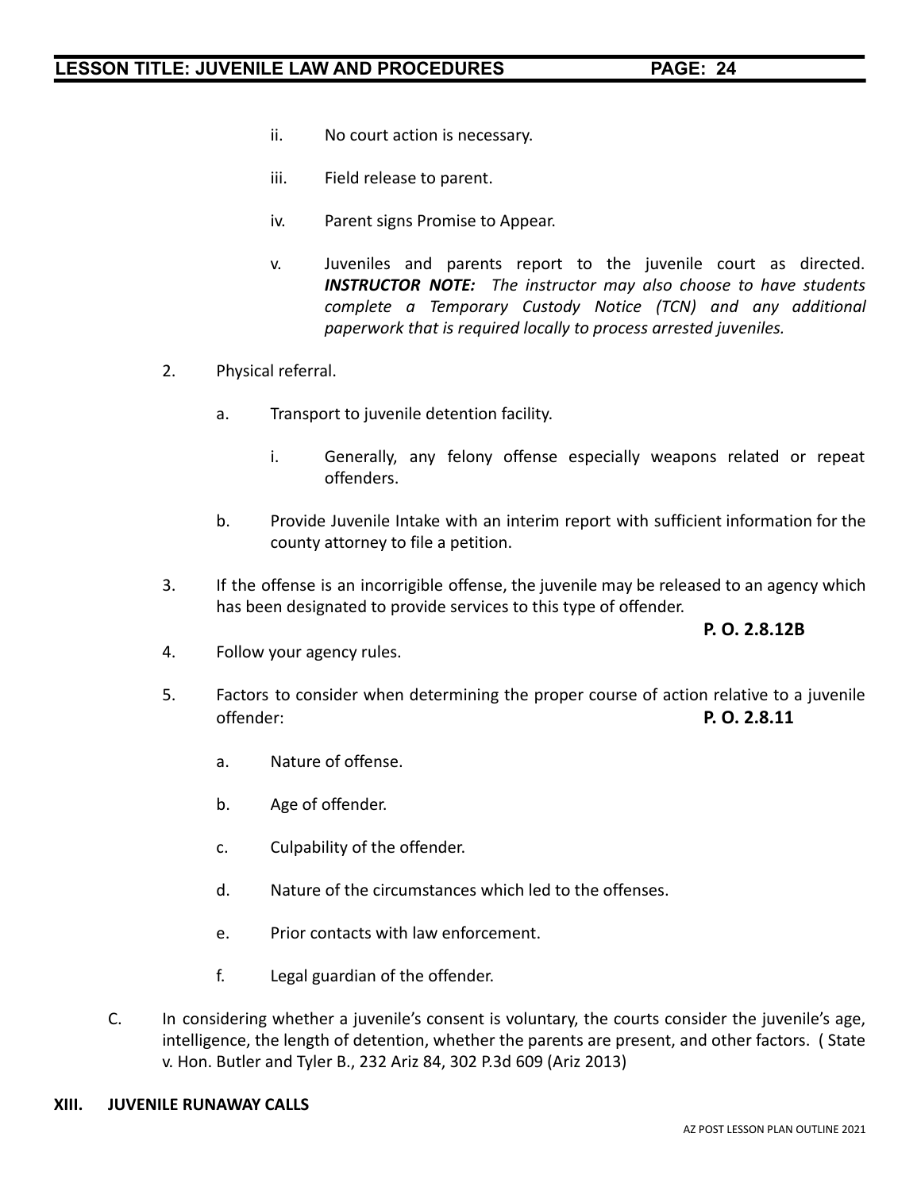ii. No court action is necessary.

iii. Field release to parent.

iv. Parent signs Promise to Appear.

v. Juveniles and parents report to the juvenile court as directed. ***INSTRUCTOR NOTE:*** *The instructor may also choose to have students complete a Temporary Custody Notice (TCN) and any additional paperwork that is required locally to process arrested juveniles.*

2. Physical referral.

   a. Transport to juvenile detention facility.

      i. Generally, any felony offense especially weapons related or repeat offenders.

   b. Provide Juvenile Intake with an interim report with sufficient information for the county attorney to file a petition.

3. If the offense is an incorrigible offense, the juvenile may be released to an agency which has been designated to provide services to this type of offender.

   **P. O. 2.8.12B**

4. Follow your agency rules.

5. Factors to consider when determining the proper course of action relative to a juvenile offender: **P. O. 2.8.11**

   a. Nature of offense.

   b. Age of offender.

   c. Culpability of the offender.

   d. Nature of the circumstances which led to the offenses.

   e. Prior contacts with law enforcement.

   f. Legal guardian of the offender.

C. In considering whether a juvenile's consent is voluntary, the courts consider the juvenile's age, intelligence, the length of detention, whether the parents are present, and other factors. ( State v. Hon. Butler and Tyler B., 232 Ariz 84, 302 P.3d 609 (Ariz 2013)

## XIII. JUVENILE RUNAWAY CALLS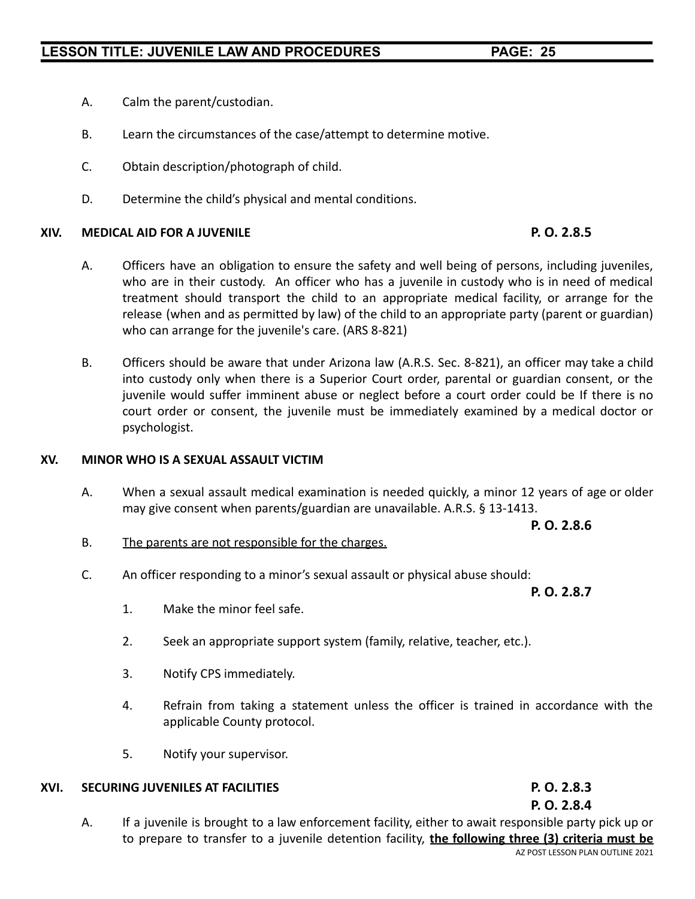A. Calm the parent/custodian.

B. Learn the circumstances of the case/attempt to determine motive.

C. Obtain description/photograph of child.

D. Determine the child's physical and mental conditions.

## XIV. MEDICAL AID FOR A JUVENILE **P. O. 2.8.5**

A. Officers have an obligation to ensure the safety and well being of persons, including juveniles, who are in their custody. An officer who has a juvenile in custody who is in need of medical treatment should transport the child to an appropriate medical facility, or arrange for the release (when and as permitted by law) of the child to an appropriate party (parent or guardian) who can arrange for the juvenile's care. (ARS 8-821)

B. Officers should be aware that under Arizona law (A.R.S. Sec. 8-821), an officer may take a child into custody only when there is a Superior Court order, parental or guardian consent, or the juvenile would suffer imminent abuse or neglect before a court order could be If there is no court order or consent, the juvenile must be immediately examined by a medical doctor or psychologist.

## XV. MINOR WHO IS A SEXUAL ASSAULT VICTIM

A. When a sexual assault medical examination is needed quickly, a minor 12 years of age or older may give consent when parents/guardian are unavailable. A.R.S. § 13-1413.

**P. O. 2.8.6**

B. <u>The parents are not responsible for the charges.</u>

C. An officer responding to a minor's sexual assault or physical abuse should:

**P. O. 2.8.7**

1. Make the minor feel safe.

2. Seek an appropriate support system (family, relative, teacher, etc.).

3. Notify CPS immediately.

4. Refrain from taking a statement unless the officer is trained in accordance with the applicable County protocol.

5. Notify your supervisor.

## XVI. SECURING JUVENILES AT FACILITIES **P. O. 2.8.3** **P. O. 2.8.4**

A. If a juvenile is brought to a law enforcement facility, either to await responsible party pick up or to prepare to transfer to a juvenile detention facility, **<u>the following three (3) criteria must be</u>**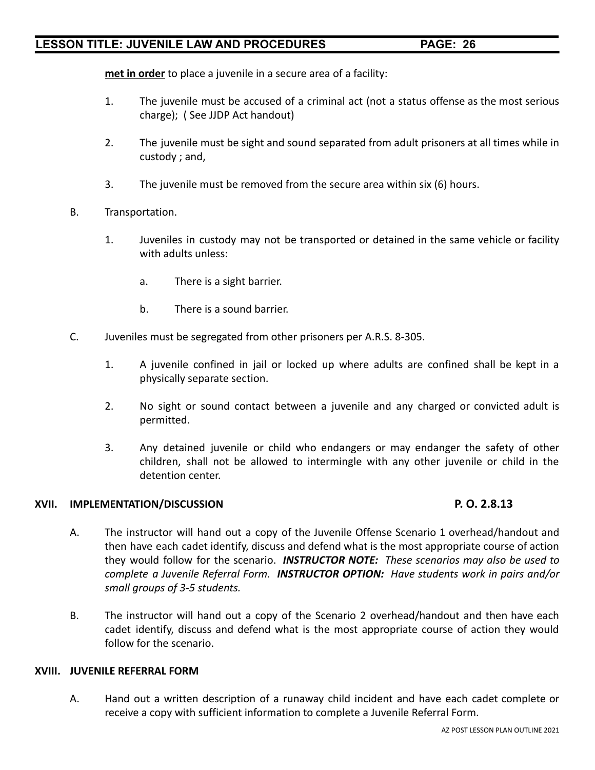**met in order** to place a juvenile in a secure area of a facility:

1. The juvenile must be accused of a criminal act (not a status offense as the most serious charge); ( See JJDP Act handout)

2. The juvenile must be sight and sound separated from adult prisoners at all times while in custody ; and,

3. The juvenile must be removed from the secure area within six (6) hours.

B. Transportation.

1. Juveniles in custody may not be transported or detained in the same vehicle or facility with adults unless:

    a. There is a sight barrier.

    b. There is a sound barrier.

C. Juveniles must be segregated from other prisoners per A.R.S. 8-305.

1. A juvenile confined in jail or locked up where adults are confined shall be kept in a physically separate section.

2. No sight or sound contact between a juvenile and any charged or convicted adult is permitted.

3. Any detained juvenile or child who endangers or may endanger the safety of other children, shall not be allowed to intermingle with any other juvenile or child in the detention center.

## XVII. IMPLEMENTATION/DISCUSSION — P. O. 2.8.13

A. The instructor will hand out a copy of the Juvenile Offense Scenario 1 overhead/handout and then have each cadet identify, discuss and defend what is the most appropriate course of action they would follow for the scenario. ***INSTRUCTOR NOTE:*** *These scenarios may also be used to complete a Juvenile Referral Form.* ***INSTRUCTOR OPTION:*** *Have students work in pairs and/or small groups of 3-5 students.*

B. The instructor will hand out a copy of the Scenario 2 overhead/handout and then have each cadet identify, discuss and defend what is the most appropriate course of action they would follow for the scenario.

## XVIII. JUVENILE REFERRAL FORM

A. Hand out a written description of a runaway child incident and have each cadet complete or receive a copy with sufficient information to complete a Juvenile Referral Form.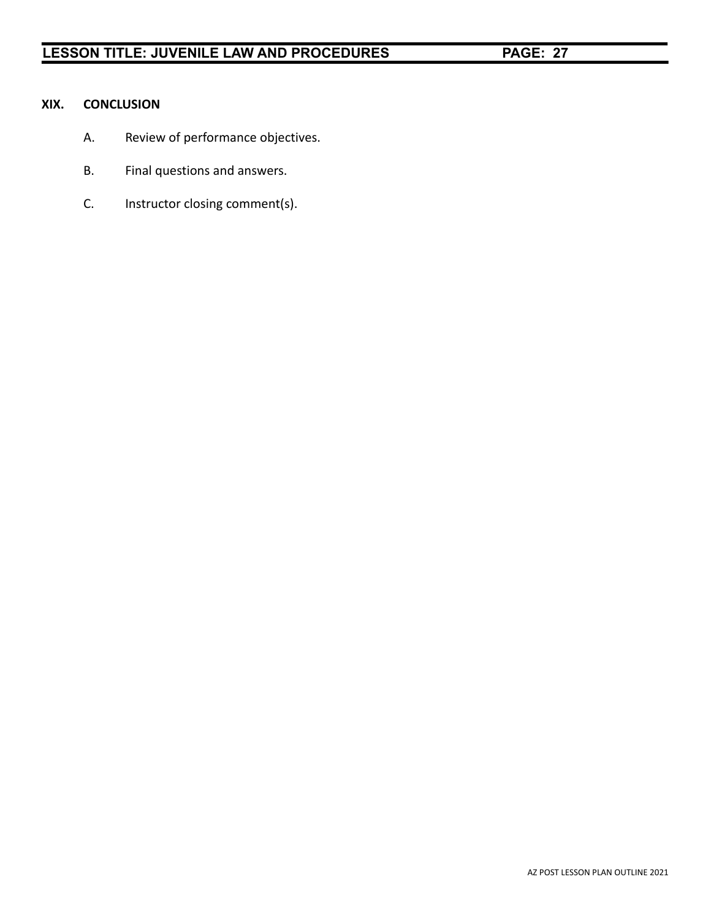## XIX. CONCLUSION

A. Review of performance objectives.

B. Final questions and answers.

C. Instructor closing comment(s).